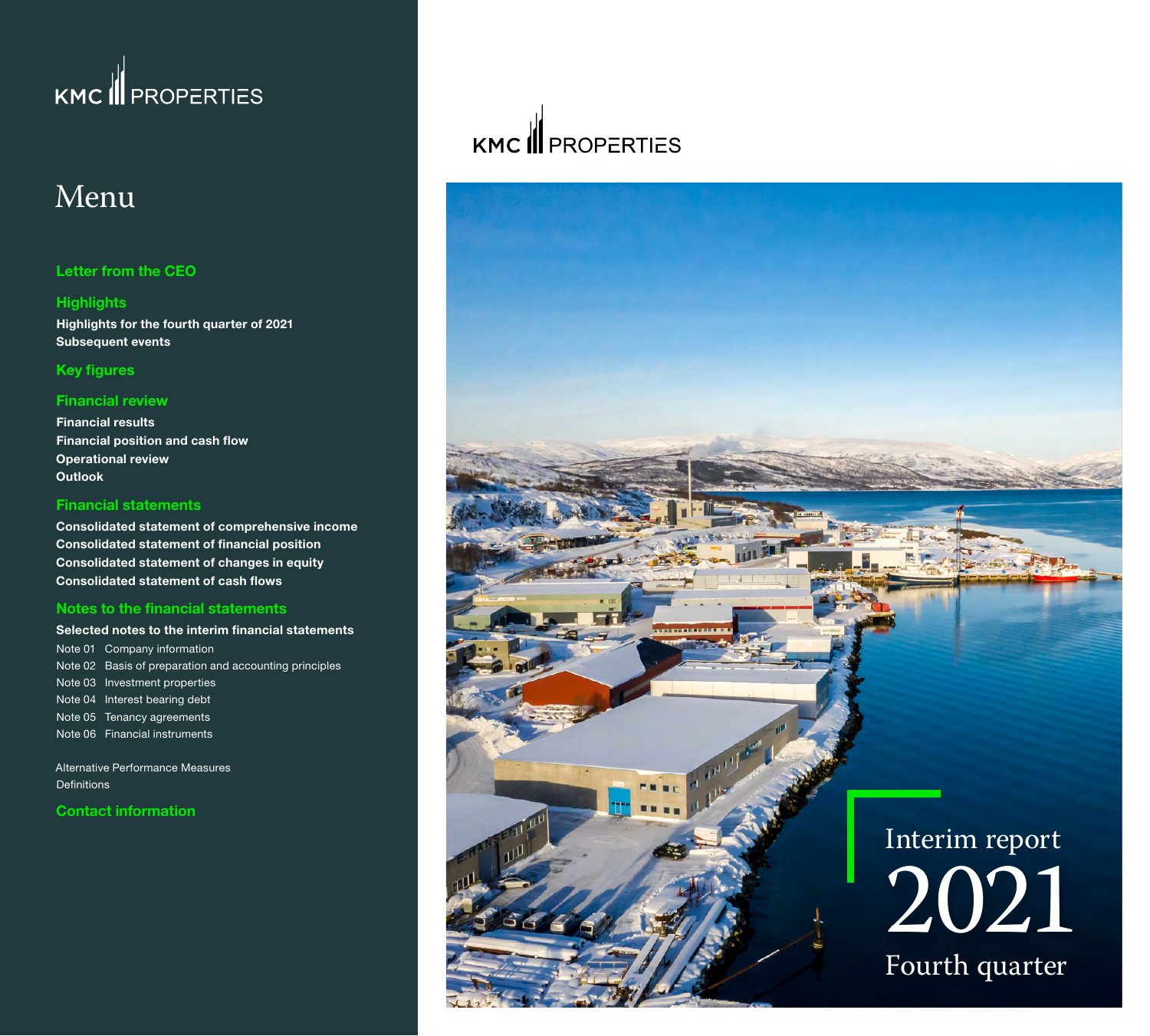KMC PROPERTIES

# Menu

**Letter from the CEO**

**Highlights**

- Highlights for the fourth quarter of 2021
- Subsequent events

**Key figures**

**Financial review**

- Financial results
- Financial position and cash flow
- Operational review
- Outlook

**Financial statements**

- Consolidated statement of comprehensive income
- Consolidated statement of financial position
- Consolidated statement of changes in equity
- Consolidated statement of cash flows

**Notes to the financial statements**

**Selected notes to the interim financial statements**

- Note 01 Company information
- Note 02 Basis of preparation and accounting principles
- Note 03 Investment properties
- Note 04 Interest bearing debt
- Note 05 Tenancy agreements
- Note 06 Financial instruments

Alternative Performance Measures

Definitions

**Contact information**

KMC PROPERTIES

# Interim report 2021

## Fourth quarter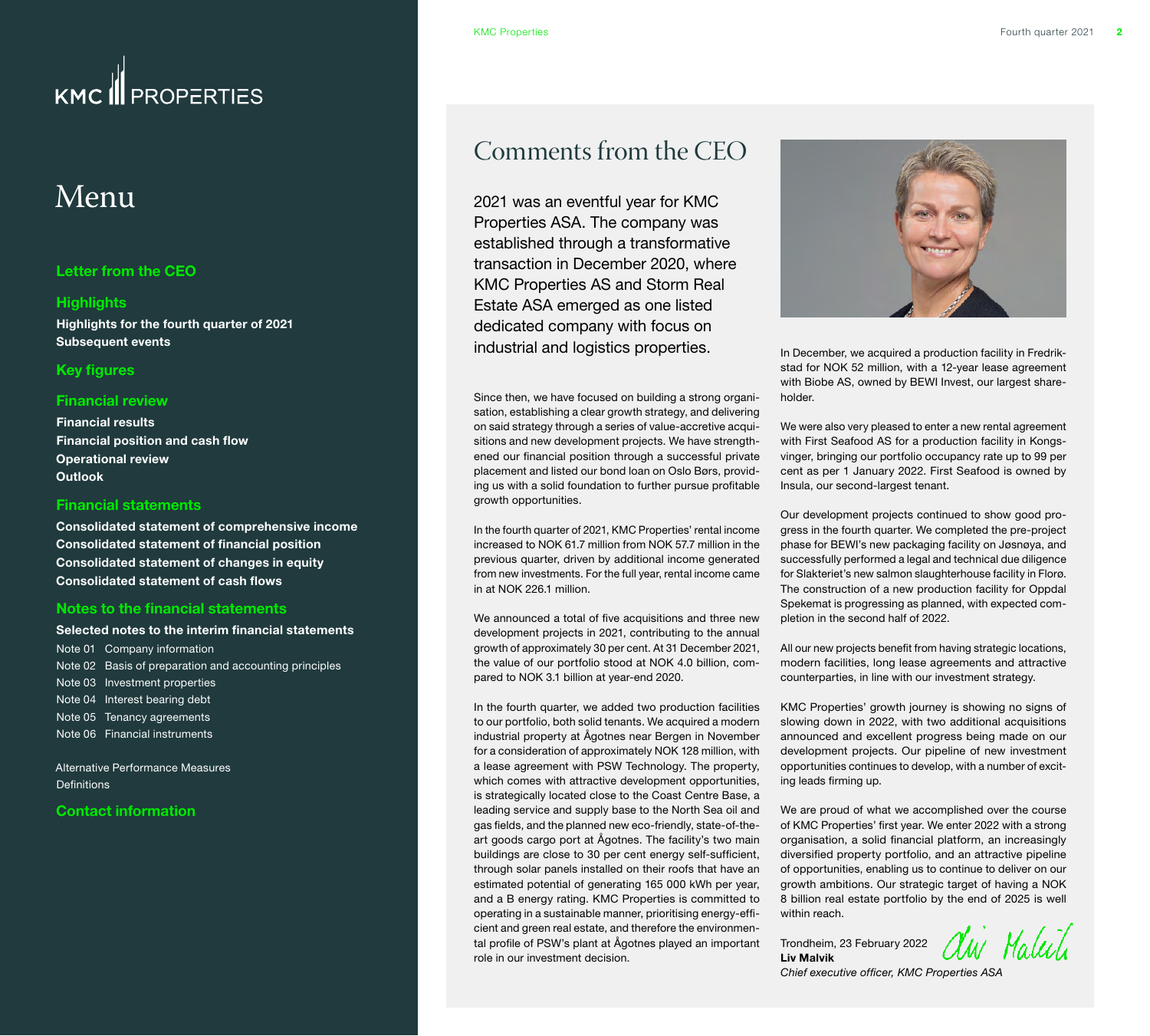KMC PROPERTIES

# Menu

**Letter from the CEO**

**Highlights**

- Highlights for the fourth quarter of 2021
- Subsequent events

**Key figures**

**Financial review**

- Financial results
- Financial position and cash flow
- Operational review
- Outlook

**Financial statements**

- Consolidated statement of comprehensive income
- Consolidated statement of financial position
- Consolidated statement of changes in equity
- Consolidated statement of cash flows

**Notes to the financial statements**

**Selected notes to the interim financial statements**

- Note 01 Company information
- Note 02 Basis of preparation and accounting principles
- Note 03 Investment properties
- Note 04 Interest bearing debt
- Note 05 Tenancy agreements
- Note 06 Financial instruments

Alternative Performance Measures

Definitions

**Contact information**

# Comments from the CEO

2021 was an eventful year for KMC Properties ASA. The company was established through a transformative transaction in December 2020, where KMC Properties AS and Storm Real Estate ASA emerged as one listed dedicated company with focus on industrial and logistics properties.

Since then, we have focused on building a strong organisation, establishing a clear growth strategy, and delivering on said strategy through a series of value-accretive acquisitions and new development projects. We have strengthened our financial position through a successful private placement and listed our bond loan on Oslo Børs, providing us with a solid foundation to further pursue profitable growth opportunities.

In the fourth quarter of 2021, KMC Properties' rental income increased to NOK 61.7 million from NOK 57.7 million in the previous quarter, driven by additional income generated from new investments. For the full year, rental income came in at NOK 226.1 million.

We announced a total of five acquisitions and three new development projects in 2021, contributing to the annual growth of approximately 30 per cent. At 31 December 2021, the value of our portfolio stood at NOK 4.0 billion, compared to NOK 3.1 billion at year-end 2020.

In the fourth quarter, we added two production facilities to our portfolio, both solid tenants. We acquired a modern industrial property at Ågotnes near Bergen in November for a consideration of approximately NOK 128 million, with a lease agreement with PSW Technology. The property, which comes with attractive development opportunities, is strategically located close to the Coast Centre Base, a leading service and supply base to the North Sea oil and gas fields, and the planned new eco-friendly, state-of-the-art goods cargo port at Ågotnes. The facility's two main buildings are close to 30 per cent energy self-sufficient, through solar panels installed on their roofs that have an estimated potential of generating 165 000 kWh per year, and a B energy rating. KMC Properties is committed to operating in a sustainable manner, prioritising energy-efficient and green real estate, and therefore the environmental profile of PSW's plant at Ågotnes played an important role in our investment decision.

In December, we acquired a production facility in Fredrikstad for NOK 52 million, with a 12-year lease agreement with Biobe AS, owned by BEWI Invest, our largest shareholder.

We were also very pleased to enter a new rental agreement with First Seafood AS for a production facility in Kongsvinger, bringing our portfolio occupancy rate up to 99 per cent as per 1 January 2022. First Seafood is owned by Insula, our second-largest tenant.

Our development projects continued to show good progress in the fourth quarter. We completed the pre-project phase for BEWI's new packaging facility on Jøsnøya, and successfully performed a legal and technical due diligence for Slakteriet's new salmon slaughterhouse facility in Florø. The construction of a new production facility for Oppdal Spekemat is progressing as planned, with expected completion in the second half of 2022.

All our new projects benefit from having strategic locations, modern facilities, long lease agreements and attractive counterparties, in line with our investment strategy.

KMC Properties' growth journey is showing no signs of slowing down in 2022, with two additional acquisitions announced and excellent progress being made on our development projects. Our pipeline of new investment opportunities continues to develop, with a number of exciting leads firming up.

We are proud of what we accomplished over the course of KMC Properties' first year. We enter 2022 with a strong organisation, a solid financial platform, an increasingly diversified property portfolio, and an attractive pipeline of opportunities, enabling us to continue to deliver on our growth ambitions. Our strategic target of having a NOK 8 billion real estate portfolio by the end of 2025 is well within reach.

Trondheim, 23 February 2022

**Liv Malvik**

*Chief executive officer, KMC Properties ASA*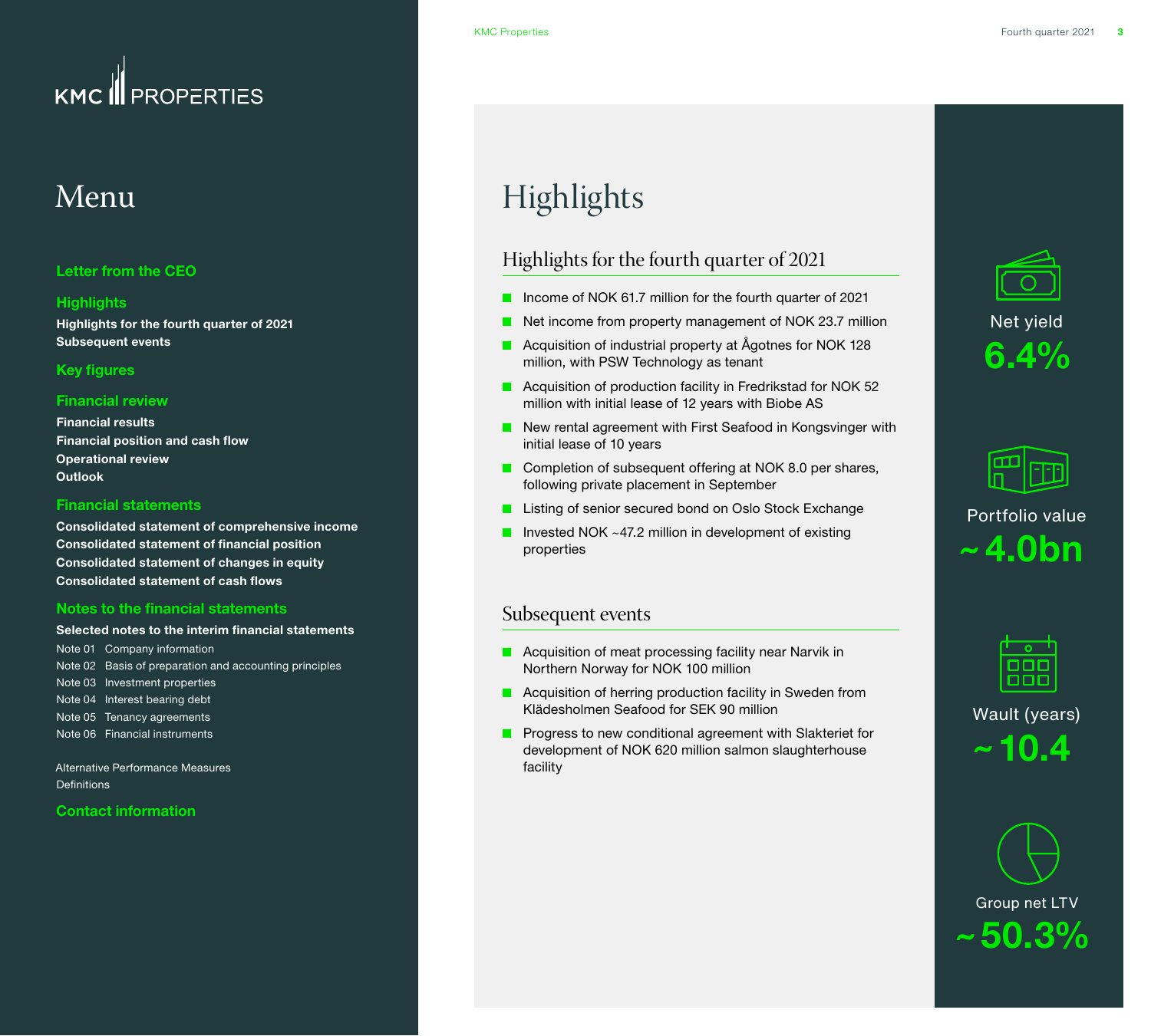# Menu

**Letter from the CEO**

**Highlights**
- **Highlights for the fourth quarter of 2021**
- **Subsequent events**

**Key figures**

**Financial review**
- **Financial results**
- **Financial position and cash flow**
- **Operational review**
- **Outlook**

**Financial statements**
- **Consolidated statement of comprehensive income**
- **Consolidated statement of financial position**
- **Consolidated statement of changes in equity**
- **Consolidated statement of cash flows**

**Notes to the financial statements**
- **Selected notes to the interim financial statements**
- Note 01 Company information
- Note 02 Basis of preparation and accounting principles
- Note 03 Investment properties
- Note 04 Interest bearing debt
- Note 05 Tenancy agreements
- Note 06 Financial instruments

Alternative Performance Measures
Definitions

**Contact information**

# Highlights

## Highlights for the fourth quarter of 2021

- Income of NOK 61.7 million for the fourth quarter of 2021
- Net income from property management of NOK 23.7 million
- Acquisition of industrial property at Ågotnes for NOK 128 million, with PSW Technology as tenant
- Acquisition of production facility in Fredrikstad for NOK 52 million with initial lease of 12 years with Biobe AS
- New rental agreement with First Seafood in Kongsvinger with initial lease of 10 years
- Completion of subsequent offering at NOK 8.0 per shares, following private placement in September
- Listing of senior secured bond on Oslo Stock Exchange
- Invested NOK ~47.2 million in development of existing properties

## Subsequent events

- Acquisition of meat processing facility near Narvik in Northern Norway for NOK 100 million
- Acquisition of herring production facility in Sweden from Klädesholmen Seafood for SEK 90 million
- Progress to new conditional agreement with Slakteriet for development of NOK 620 million salmon slaughterhouse facility

**Net yield**
**6.4%**

**Portfolio value**
**~ 4.0bn**

**Wault (years)**
**~ 10.4**

**Group net LTV**
**~ 50.3%**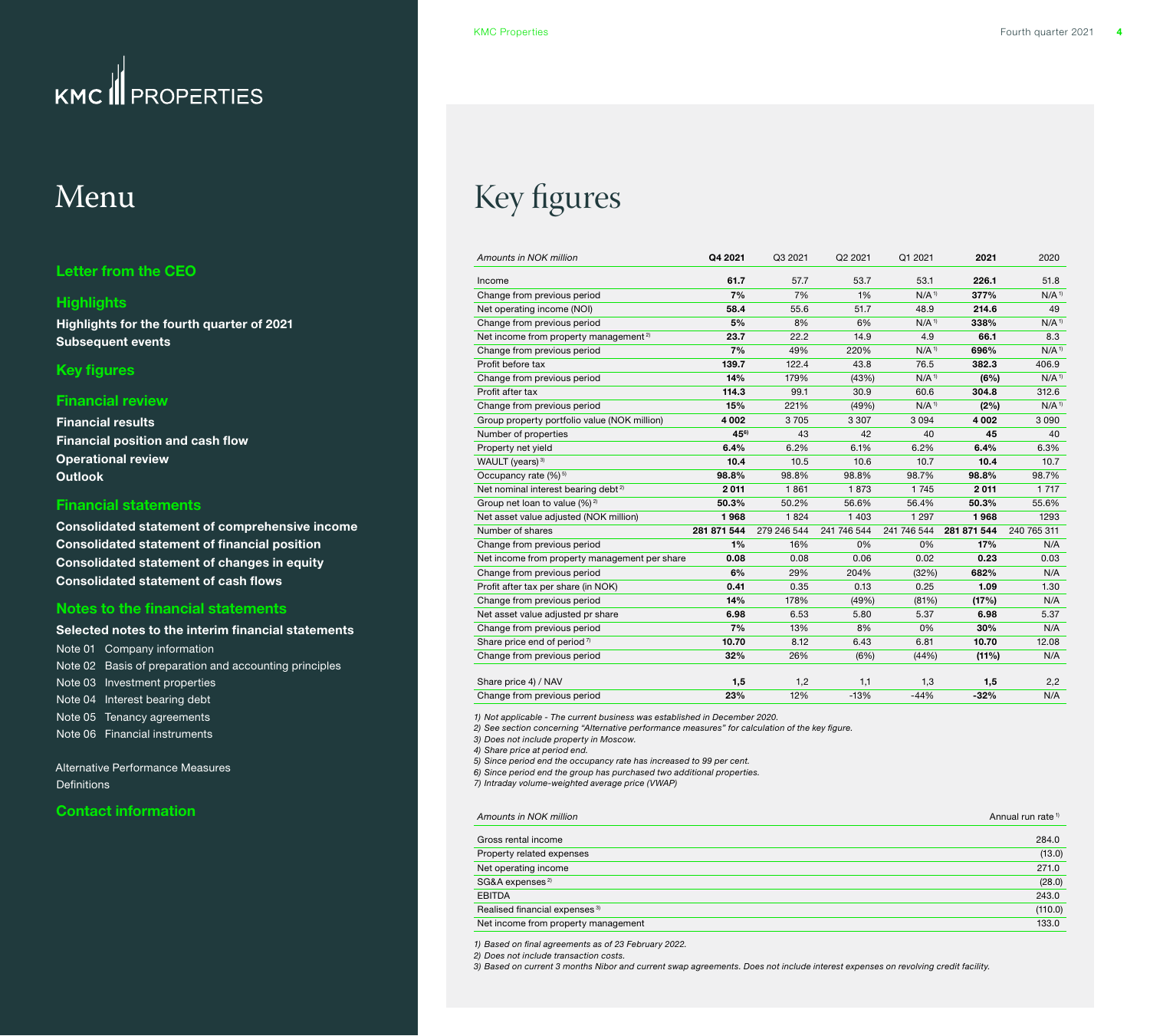# Menu

**Letter from the CEO**

**Highlights**

- Highlights for the fourth quarter of 2021
- Subsequent events

**Key figures**

**Financial review**

- Financial results
- Financial position and cash flow
- Operational review
- Outlook

**Financial statements**

- Consolidated statement of comprehensive income
- Consolidated statement of financial position
- Consolidated statement of changes in equity
- Consolidated statement of cash flows

**Notes to the financial statements**

Selected notes to the interim financial statements

- Note 01 Company information
- Note 02 Basis of preparation and accounting principles
- Note 03 Investment properties
- Note 04 Interest bearing debt
- Note 05 Tenancy agreements
- Note 06 Financial instruments

Alternative Performance Measures
Definitions

**Contact information**

# Key figures

| *Amounts in NOK million* | Q4 2021 | Q3 2021 | Q2 2021 | Q1 2021 | 2021 | 2020 |
|---|---|---|---|---|---|---|
| Income | **61.7** | 57.7 | 53.7 | 53.1 | **226.1** | 51.8 |
| Change from previous period | **7%** | 7% | 1% | N/A [1] | **377%** | N/A [1] |
| Net operating income (NOI) | **58.4** | 55.6 | 51.7 | 48.9 | **214.6** | 49 |
| Change from previous period | **5%** | 8% | 6% | N/A [1] | **338%** | N/A [1] |
| Net income from property management [2] | **23.7** | 22.2 | 14.9 | 4.9 | **66.1** | 8.3 |
| Change from previous period | **7%** | 49% | 220% | N/A [1] | **696%** | N/A [1] |
| Profit before tax | **139.7** | 122.4 | 43.8 | 76.5 | **382.3** | 406.9 |
| Change from previous period | **14%** | 179% | (43%) | N/A [1] | **(6%)** | N/A [1] |
| Profit after tax | **114.3** | 99.1 | 30.9 | 60.6 | **304.8** | 312.6 |
| Change from previous period | **15%** | 221% | (49%) | N/A [1] | **(2%)** | N/A [1] |
| Group property portfolio value (NOK million) | **4 002** | 3 705 | 3 307 | 3 094 | **4 002** | 3 090 |
| Number of properties | **45** [6] | 43 | 42 | 40 | **45** | 40 |
| Property net yield | **6.4%** | 6.2% | 6.1% | 6.2% | **6.4%** | 6.3% |
| WAULT (years) [3] | **10.4** | 10.5 | 10.6 | 10.7 | **10.4** | 10.7 |
| Occupancy rate (%) [5] | **98.8%** | 98.8% | 98.8% | 98.7% | **98.8%** | 98.7% |
| Net nominal interest bearing debt [2] | **2 011** | 1 861 | 1 873 | 1 745 | **2 011** | 1 717 |
| Group net loan to value (%) [2] | **50.3%** | 50.2% | 56.6% | 56.4% | **50.3%** | 55.6% |
| Net asset value adjusted (NOK million) | **1 968** | 1 824 | 1 403 | 1 297 | **1 968** | 1293 |
| Number of shares | **281 871 544** | 279 246 544 | 241 746 544 | 241 746 544 | **281 871 544** | 240 765 311 |
| Change from previous period | **1%** | 16% | 0% | 0% | **17%** | N/A |
| Net income from property management per share | **0.08** | 0.08 | 0.06 | 0.02 | **0.23** | 0.03 |
| Change from previous period | **6%** | 29% | 204% | (32%) | **682%** | N/A |
| Profit after tax per share (in NOK) | **0.41** | 0.35 | 0.13 | 0.25 | **1.09** | 1.30 |
| Change from previous period | **14%** | 178% | (49%) | (81%) | **(17%)** | N/A |
| Net asset value adjusted pr share | **6.98** | 6.53 | 5.80 | 5.37 | **6.98** | 5.37 |
| Change from previous period | **7%** | 13% | 8% | 0% | **30%** | N/A |
| Share price end of period [7] | **10.70** | 8.12 | 6.43 | 6.81 | **10.70** | 12.08 |
| Change from previous period | **32%** | 26% | (6%) | (44%) | **(11%)** | N/A |
| Share price 4) / NAV | **1,5** | 1,2 | 1,1 | 1,3 | **1,5** | 2,2 |
| Change from previous period | **23%** | 12% | -13% | -44% | **-32%** | N/A |

*1) Not applicable - The current business was established in December 2020.*
*2) See section concerning "Alternative performance measures" for calculation of the key figure.*
*3) Does not include property in Moscow.*
*4) Share price at period end.*
*5) Since period end the occupancy rate has increased to 99 per cent.*
*6) Since period end the group has purchased two additional properties.*
*7) Intraday volume-weighted average price (VWAP)*

| *Amounts in NOK million* | Annual run rate [1] |
|---|---|
| Gross rental income | 284.0 |
| Property related expenses | (13.0) |
| Net operating income | 271.0 |
| SG&A expenses [2] | (28.0) |
| EBITDA | 243.0 |
| Realised financial expenses [3] | (110.0) |
| Net income from property management | 133.0 |

*1) Based on final agreements as of 23 February 2022.*
*2) Does not include transaction costs.*
*3) Based on current 3 months Nibor and current swap agreements. Does not include interest expenses on revolving credit facility.*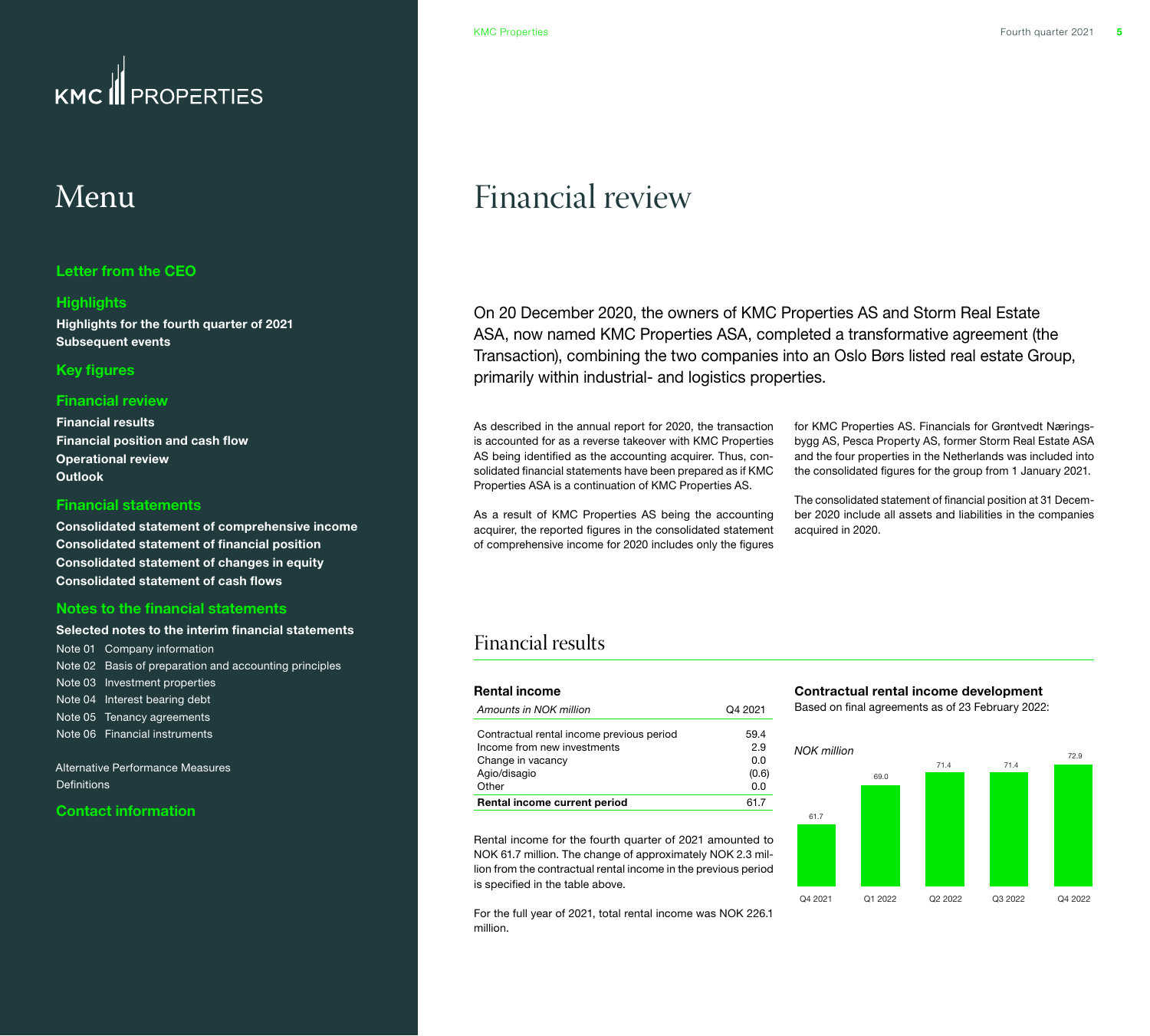# Menu

**Letter from the CEO**

**Highlights**

**Highlights for the fourth quarter of 2021**
**Subsequent events**

**Key figures**

**Financial review**

**Financial results**
**Financial position and cash flow**
**Operational review**
**Outlook**

**Financial statements**

**Consolidated statement of comprehensive income**
**Consolidated statement of financial position**
**Consolidated statement of changes in equity**
**Consolidated statement of cash flows**

**Notes to the financial statements**

**Selected notes to the interim financial statements**

Note 01 Company information
Note 02 Basis of preparation and accounting principles
Note 03 Investment properties
Note 04 Interest bearing debt
Note 05 Tenancy agreements
Note 06 Financial instruments

Alternative Performance Measures
Definitions

**Contact information**

# Financial review

On 20 December 2020, the owners of KMC Properties AS and Storm Real Estate ASA, now named KMC Properties ASA, completed a transformative agreement (the Transaction), combining the two companies into an Oslo Børs listed real estate Group, primarily within industrial- and logistics properties.

As described in the annual report for 2020, the transaction is accounted for as a reverse takeover with KMC Properties AS being identified as the accounting acquirer. Thus, consolidated financial statements have been prepared as if KMC Properties ASA is a continuation of KMC Properties AS.

As a result of KMC Properties AS being the accounting acquirer, the reported figures in the consolidated statement of comprehensive income for 2020 includes only the figures for KMC Properties AS. Financials for Grøntvedt Næringsbygg AS, Pesca Property AS, former Storm Real Estate ASA and the four properties in the Netherlands was included into the consolidated figures for the group from 1 January 2021.

The consolidated statement of financial position at 31 December 2020 include all assets and liabilities in the companies acquired in 2020.

## Financial results

### Rental income

| *Amounts in NOK million* | Q4 2021 |
|---|---|
| Contractual rental income previous period | 59.4 |
| Income from new investments | 2.9 |
| Change in vacancy | 0.0 |
| Agio/disagio | (0.6) |
| Other | 0.0 |
| **Rental income current period** | **61.7** |

Rental income for the fourth quarter of 2021 amounted to NOK 61.7 million. The change of approximately NOK 2.3 million from the contractual rental income in the previous period is specified in the table above.

For the full year of 2021, total rental income was NOK 226.1 million.

### Contractual rental income development

Based on final agreements as of 23 February 2022:

*NOK million*

| Q4 2021 | Q1 2022 | Q2 2022 | Q3 2022 | Q4 2022 |
|---|---|---|---|---|
| 61.7 | 69.0 | 71.4 | 71.4 | 72.9 |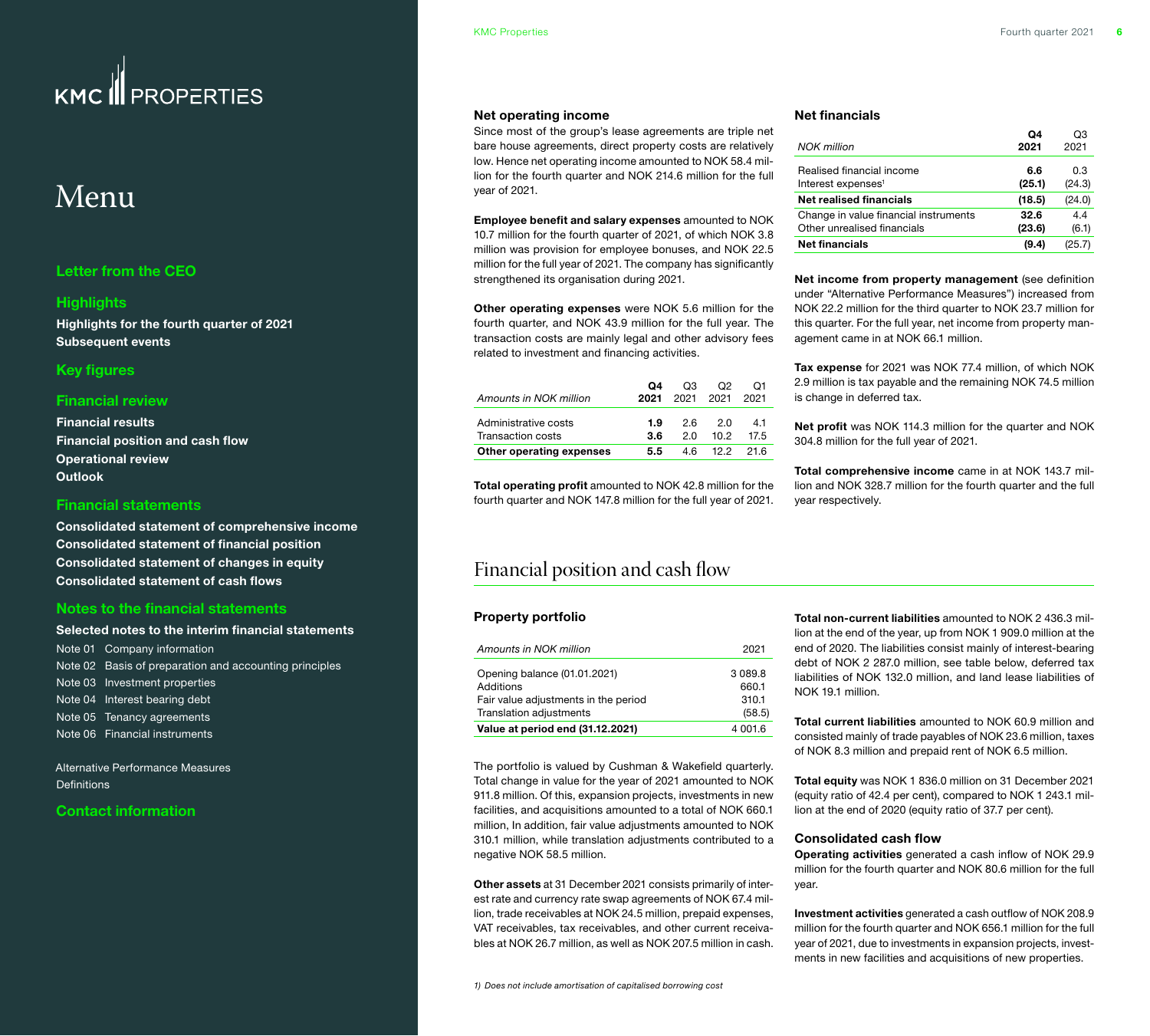KMC PROPERTIES

# Menu

**Letter from the CEO**

**Highlights**

**Highlights for the fourth quarter of 2021**
**Subsequent events**

**Key figures**

**Financial review**

**Financial results**
**Financial position and cash flow**
**Operational review**
**Outlook**

**Financial statements**

**Consolidated statement of comprehensive income**
**Consolidated statement of financial position**
**Consolidated statement of changes in equity**
**Consolidated statement of cash flows**

**Notes to the financial statements**

**Selected notes to the interim financial statements**

Note 01 Company information
Note 02 Basis of preparation and accounting principles
Note 03 Investment properties
Note 04 Interest bearing debt
Note 05 Tenancy agreements
Note 06 Financial instruments

Alternative Performance Measures
Definitions

**Contact information**

### Net operating income

Since most of the group's lease agreements are triple net bare house agreements, direct property costs are relatively low. Hence net operating income amounted to NOK 58.4 million for the fourth quarter and NOK 214.6 million for the full year of 2021.

**Employee benefit and salary expenses** amounted to NOK 10.7 million for the fourth quarter of 2021, of which NOK 3.8 million was provision for employee bonuses, and NOK 22.5 million for the full year of 2021. The company has significantly strengthened its organisation during 2021.

**Other operating expenses** were NOK 5.6 million for the fourth quarter, and NOK 43.9 million for the full year. The transaction costs are mainly legal and other advisory fees related to investment and financing activities.

| *Amounts in NOK million* | **Q4 2021** | Q3 2021 | Q2 2021 | Q1 2021 |
|---|---|---|---|---|
| Administrative costs | **1.9** | 2.6 | 2.0 | 4.1 |
| Transaction costs | **3.6** | 2.0 | 10.2 | 17.5 |
| **Other operating expenses** | **5.5** | 4.6 | 12.2 | 21.6 |

**Total operating profit** amounted to NOK 42.8 million for the fourth quarter and NOK 147.8 million for the full year of 2021.

### Net financials

| *NOK million* | **Q4 2021** | Q3 2021 |
|---|---|---|
| Realised financial income | **6.6** | 0.3 |
| Interest expenses[1] | **(25.1)** | (24.3) |
| **Net realised financials** | **(18.5)** | (24.0) |
| Change in value financial instruments | **32.6** | 4.4 |
| Other unrealised financials | **(23.6)** | (6.1) |
| **Net financials** | **(9.4)** | (25.7) |

**Net income from property management** (see definition under "Alternative Performance Measures") increased from NOK 22.2 million for the third quarter to NOK 23.7 million for this quarter. For the full year, net income from property management came in at NOK 66.1 million.

**Tax expense** for 2021 was NOK 77.4 million, of which NOK 2.9 million is tax payable and the remaining NOK 74.5 million is change in deferred tax.

**Net profit** was NOK 114.3 million for the quarter and NOK 304.8 million for the full year of 2021.

**Total comprehensive income** came in at NOK 143.7 million and NOK 328.7 million for the fourth quarter and the full year respectively.

## Financial position and cash flow

### Property portfolio

| *Amounts in NOK million* | 2021 |
|---|---|
| Opening balance (01.01.2021) | 3 089.8 |
| Additions | 660.1 |
| Fair value adjustments in the period | 310.1 |
| Translation adjustments | (58.5) |
| **Value at period end (31.12.2021)** | 4 001.6 |

The portfolio is valued by Cushman & Wakefield quarterly. Total change in value for the year of 2021 amounted to NOK 911.8 million. Of this, expansion projects, investments in new facilities, and acquisitions amounted to a total of NOK 660.1 million, In addition, fair value adjustments amounted to NOK 310.1 million, while translation adjustments contributed to a negative NOK 58.5 million.

**Other assets** at 31 December 2021 consists primarily of interest rate and currency rate swap agreements of NOK 67.4 million, trade receivables at NOK 24.5 million, prepaid expenses, VAT receivables, tax receivables, and other current receivables at NOK 26.7 million, as well as NOK 207.5 million in cash.

**Total non-current liabilities** amounted to NOK 2 436.3 million at the end of the year, up from NOK 1 909.0 million at the end of 2020. The liabilities consist mainly of interest-bearing debt of NOK 2 287.0 million, see table below, deferred tax liabilities of NOK 132.0 million, and land lease liabilities of NOK 19.1 million.

**Total current liabilities** amounted to NOK 60.9 million and consisted mainly of trade payables of NOK 23.6 million, taxes of NOK 8.3 million and prepaid rent of NOK 6.5 million.

**Total equity** was NOK 1 836.0 million on 31 December 2021 (equity ratio of 42.4 per cent), compared to NOK 1 243.1 million at the end of 2020 (equity ratio of 37.7 per cent).

### Consolidated cash flow

**Operating activities** generated a cash inflow of NOK 29.9 million for the fourth quarter and NOK 80.6 million for the full year.

**Investment activities** generated a cash outflow of NOK 208.9 million for the fourth quarter and NOK 656.1 million for the full year of 2021, due to investments in expansion projects, investments in new facilities and acquisitions of new properties.

*1) Does not include amortisation of capitalised borrowing cost*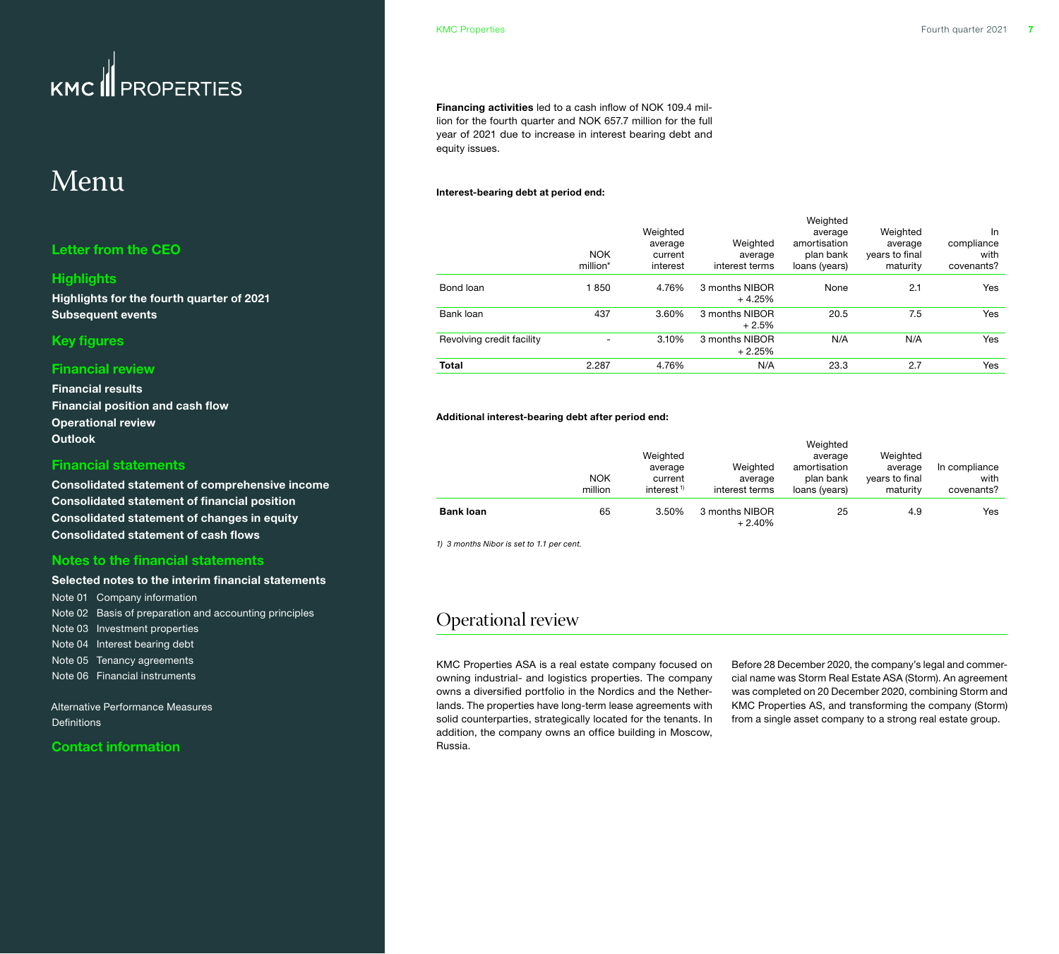**Financing activities** led to a cash inflow of NOK 109.4 million for the fourth quarter and NOK 657.7 million for the full year of 2021 due to increase in interest bearing debt and equity issues.

**Interest-bearing debt at period end:**

| | NOK million* | Weighted average current interest | Weighted average interest terms | Weighted average amortisation plan bank loans (years) | Weighted average years to final maturity | In compliance with covenants? |
|---|---|---|---|---|---|---|
| Bond loan | 1 850 | 4.76% | 3 months NIBOR + 4.25% | None | 2.1 | Yes |
| Bank loan | 437 | 3.60% | 3 months NIBOR + 2.5% | 20.5 | 7.5 | Yes |
| Revolving credit facility | - | 3.10% | 3 months NIBOR + 2.25% | N/A | N/A | Yes |
| **Total** | 2.287 | 4.76% | N/A | 23.3 | 2.7 | Yes |

**Additional interest-bearing debt after period end:**

| | NOK million | Weighted average current interest [1] | Weighted average interest terms | Weighted average amortisation plan bank loans (years) | Weighted average years to final maturity | In compliance with covenants? |
|---|---|---|---|---|---|---|
| **Bank loan** | 65 | 3.50% | 3 months NIBOR + 2.40% | 25 | 4.9 | Yes |

*1) 3 months Nibor is set to 1.1 per cent.*

# Operational review

KMC Properties ASA is a real estate company focused on owning industrial- and logistics properties. The company owns a diversified portfolio in the Nordics and the Netherlands. The properties have long-term lease agreements with solid counterparties, strategically located for the tenants. In addition, the company owns an office building in Moscow, Russia.

Before 28 December 2020, the company's legal and commercial name was Storm Real Estate ASA (Storm). An agreement was completed on 20 December 2020, combining Storm and KMC Properties AS, and transforming the company (Storm) from a single asset company to a strong real estate group.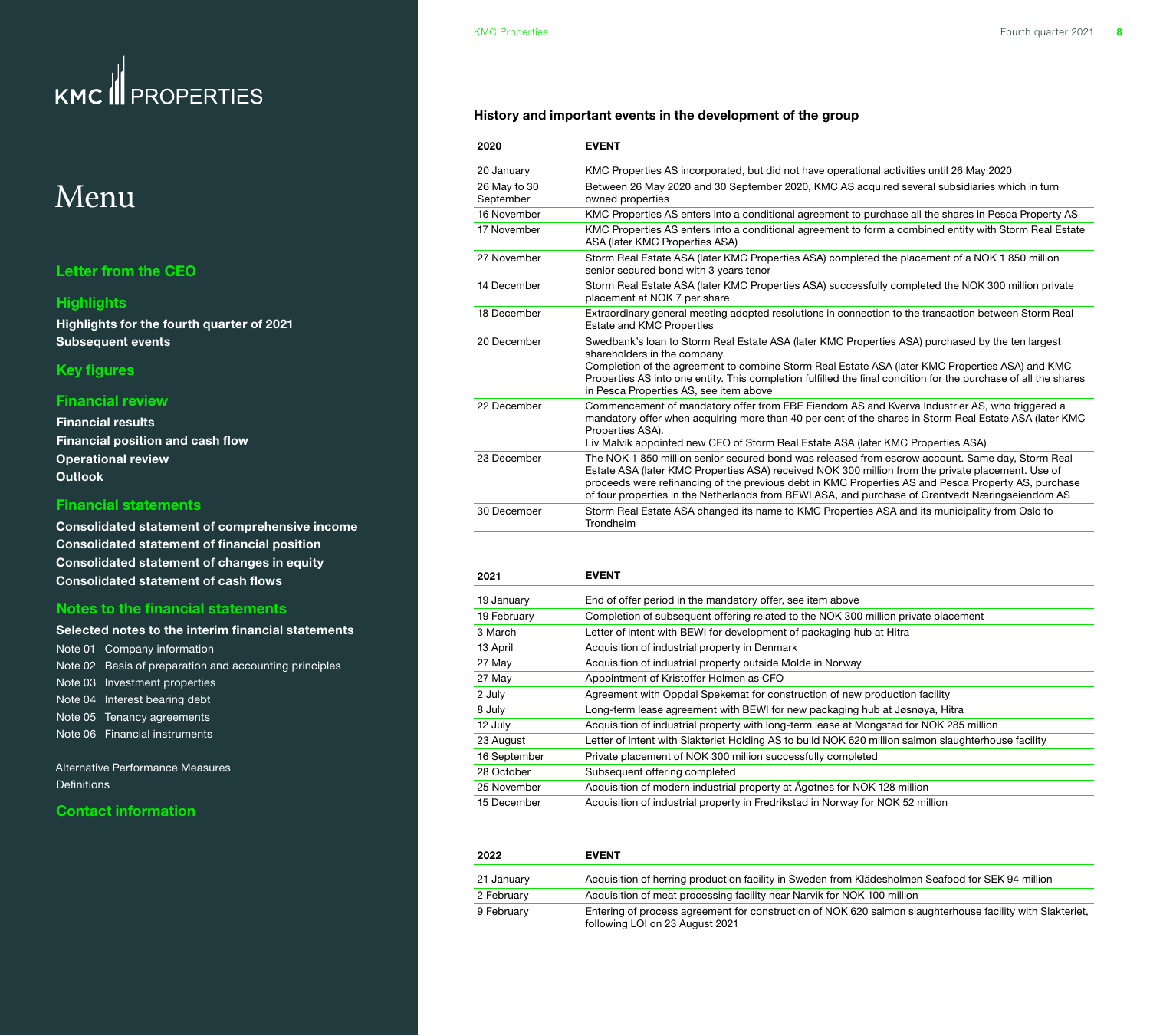# Menu

## Letter from the CEO

## Highlights

**Highlights for the fourth quarter of 2021**
**Subsequent events**

## Key figures

## Financial review

**Financial results**
**Financial position and cash flow**
**Operational review**
**Outlook**

## Financial statements

**Consolidated statement of comprehensive income**
**Consolidated statement of financial position**
**Consolidated statement of changes in equity**
**Consolidated statement of cash flows**

## Notes to the financial statements

**Selected notes to the interim financial statements**

Note 01 Company information
Note 02 Basis of preparation and accounting principles
Note 03 Investment properties
Note 04 Interest bearing debt
Note 05 Tenancy agreements
Note 06 Financial instruments

Alternative Performance Measures
Definitions

## Contact information

### History and important events in the development of the group

| 2020 | EVENT |
|---|---|
| 20 January | KMC Properties AS incorporated, but did not have operational activities until 26 May 2020 |
| 26 May to 30 September | Between 26 May 2020 and 30 September 2020, KMC AS acquired several subsidiaries which in turn owned properties |
| 16 November | KMC Properties AS enters into a conditional agreement to purchase all the shares in Pesca Property AS |
| 17 November | KMC Properties AS enters into a conditional agreement to form a combined entity with Storm Real Estate ASA (later KMC Properties ASA) |
| 27 November | Storm Real Estate ASA (later KMC Properties ASA) completed the placement of a NOK 1 850 million senior secured bond with 3 years tenor |
| 14 December | Storm Real Estate ASA (later KMC Properties ASA) successfully completed the NOK 300 million private placement at NOK 7 per share |
| 18 December | Extraordinary general meeting adopted resolutions in connection to the transaction between Storm Real Estate and KMC Properties |
| 20 December | Swedbank's loan to Storm Real Estate ASA (later KMC Properties ASA) purchased by the ten largest shareholders in the company.<br>Completion of the agreement to combine Storm Real Estate ASA (later KMC Properties ASA) and KMC Properties AS into one entity. This completion fulfilled the final condition for the purchase of all the shares in Pesca Properties AS, see item above |
| 22 December | Commencement of mandatory offer from EBE Eiendom AS and Kverva Industrier AS, who triggered a mandatory offer when acquiring more than 40 per cent of the shares in Storm Real Estate ASA (later KMC Properties ASA).<br>Liv Malvik appointed new CEO of Storm Real Estate ASA (later KMC Properties ASA) |
| 23 December | The NOK 1 850 million senior secured bond was released from escrow account. Same day, Storm Real Estate ASA (later KMC Properties ASA) received NOK 300 million from the private placement. Use of proceeds were refinancing of the previous debt in KMC Properties AS and Pesca Property AS, purchase of four properties in the Netherlands from BEWI ASA, and purchase of Grøntvedt Næringseiendom AS |
| 30 December | Storm Real Estate ASA changed its name to KMC Properties ASA and its municipality from Oslo to Trondheim |

| 2021 | EVENT |
|---|---|
| 19 January | End of offer period in the mandatory offer, see item above |
| 19 February | Completion of subsequent offering related to the NOK 300 million private placement |
| 3 March | Letter of intent with BEWI for development of packaging hub at Hitra |
| 13 April | Acquisition of industrial property in Denmark |
| 27 May | Acquisition of industrial property outside Molde in Norway |
| 27 May | Appointment of Kristoffer Holmen as CFO |
| 2 July | Agreement with Oppdal Spekemat for construction of new production facility |
| 8 July | Long-term lease agreement with BEWI for new packaging hub at Jøsnøya, Hitra |
| 12 July | Acquisition of industrial property with long-term lease at Mongstad for NOK 285 million |
| 23 August | Letter of Intent with Slakteriet Holding AS to build NOK 620 million salmon slaughterhouse facility |
| 16 September | Private placement of NOK 300 million successfully completed |
| 28 October | Subsequent offering completed |
| 25 November | Acquisition of modern industrial property at Ågotnes for NOK 128 million |
| 15 December | Acquisition of industrial property in Fredrikstad in Norway for NOK 52 million |

| 2022 | EVENT |
|---|---|
| 21 January | Acquisition of herring production facility in Sweden from Klädesholmen Seafood for SEK 94 million |
| 2 February | Acquisition of meat processing facility near Narvik for NOK 100 million |
| 9 February | Entering of process agreement for construction of NOK 620 salmon slaughterhouse facility with Slakteriet, following LOI on 23 August 2021 |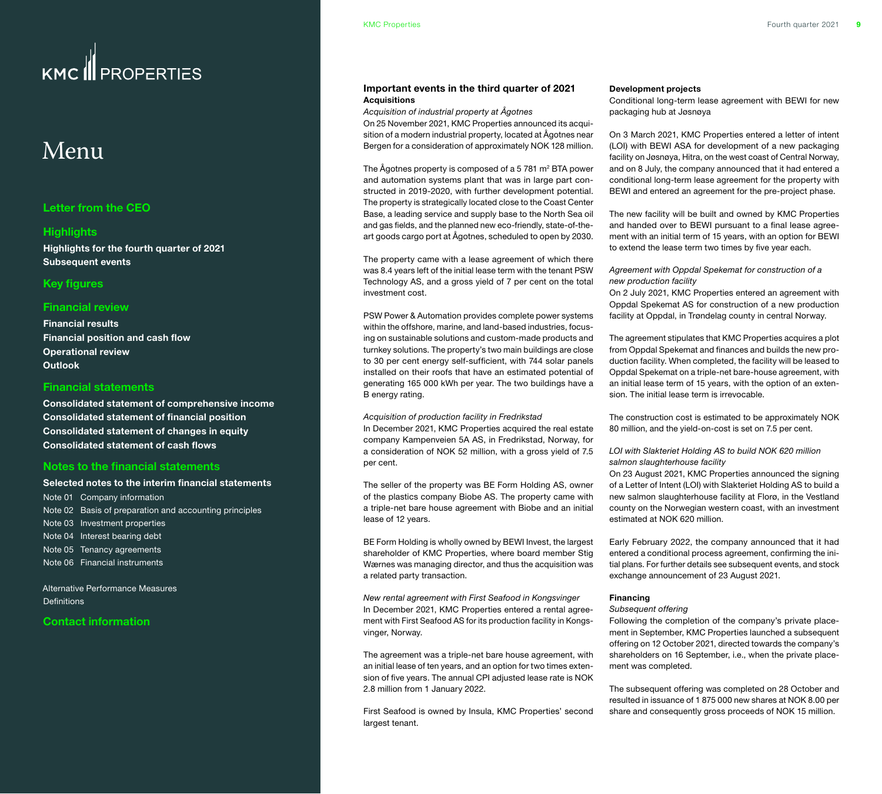## Important events in the third quarter of 2021

### Acquisitions

*Acquisition of industrial property at Ågotnes*

On 25 November 2021, KMC Properties announced its acquisition of a modern industrial property, located at Ågotnes near Bergen for a consideration of approximately NOK 128 million.

The Ågotnes property is composed of a 5 781 m$^2$ BTA power and automation systems plant that was in large part constructed in 2019-2020, with further development potential. The property is strategically located close to the Coast Center Base, a leading service and supply base to the North Sea oil and gas fields, and the planned new eco-friendly, state-of-the-art goods cargo port at Ågotnes, scheduled to open by 2030.

The property came with a lease agreement of which there was 8.4 years left of the initial lease term with the tenant PSW Technology AS, and a gross yield of 7 per cent on the total investment cost.

PSW Power & Automation provides complete power systems within the offshore, marine, and land-based industries, focusing on sustainable solutions and custom-made products and turnkey solutions. The property's two main buildings are close to 30 per cent energy self-sufficient, with 744 solar panels installed on their roofs that have an estimated potential of generating 165 000 kWh per year. The two buildings have a B energy rating.

*Acquisition of production facility in Fredrikstad*

In December 2021, KMC Properties acquired the real estate company Kampenveien 5A AS, in Fredrikstad, Norway, for a consideration of NOK 52 million, with a gross yield of 7.5 per cent.

The seller of the property was BE Form Holding AS, owner of the plastics company Biobe AS. The property came with a triple-net bare house agreement with Biobe and an initial lease of 12 years.

BE Form Holding is wholly owned by BEWI Invest, the largest shareholder of KMC Properties, where board member Stig Wærnes was managing director, and thus the acquisition was a related party transaction.

*New rental agreement with First Seafood in Kongsvinger*

In December 2021, KMC Properties entered a rental agreement with First Seafood AS for its production facility in Kongsvinger, Norway.

The agreement was a triple-net bare house agreement, with an initial lease of ten years, and an option for two times extension of five years. The annual CPI adjusted lease rate is NOK 2.8 million from 1 January 2022.

First Seafood is owned by Insula, KMC Properties' second largest tenant.

### Development projects

Conditional long-term lease agreement with BEWI for new packaging hub at Jøsnøya

On 3 March 2021, KMC Properties entered a letter of intent (LOI) with BEWI ASA for development of a new packaging facility on Jøsnøya, Hitra, on the west coast of Central Norway, and on 8 July, the company announced that it had entered a conditional long-term lease agreement for the property with BEWI and entered an agreement for the pre-project phase.

The new facility will be built and owned by KMC Properties and handed over to BEWI pursuant to a final lease agreement with an initial term of 15 years, with an option for BEWI to extend the lease term two times by five year each.

*Agreement with Oppdal Spekemat for construction of a new production facility*

On 2 July 2021, KMC Properties entered an agreement with Oppdal Spekemat AS for construction of a new production facility at Oppdal, in Trøndelag county in central Norway.

The agreement stipulates that KMC Properties acquires a plot from Oppdal Spekemat and finances and builds the new production facility. When completed, the facility will be leased to Oppdal Spekemat on a triple-net bare-house agreement, with an initial lease term of 15 years, with the option of an extension. The initial lease term is irrevocable.

The construction cost is estimated to be approximately NOK 80 million, and the yield-on-cost is set on 7.5 per cent.

*LOI with Slakteriet Holding AS to build NOK 620 million salmon slaughterhouse facility*

On 23 August 2021, KMC Properties announced the signing of a Letter of Intent (LOI) with Slakteriet Holding AS to build a new salmon slaughterhouse facility at Florø, in the Vestland county on the Norwegian western coast, with an investment estimated at NOK 620 million.

Early February 2022, the company announced that it had entered a conditional process agreement, confirming the initial plans. For further details see subsequent events, and stock exchange announcement of 23 August 2021.

### Financing

*Subsequent offering*

Following the completion of the company's private placement in September, KMC Properties launched a subsequent offering on 12 October 2021, directed towards the company's shareholders on 16 September, i.e., when the private placement was completed.

The subsequent offering was completed on 28 October and resulted in issuance of 1 875 000 new shares at NOK 8.00 per share and consequently gross proceeds of NOK 15 million.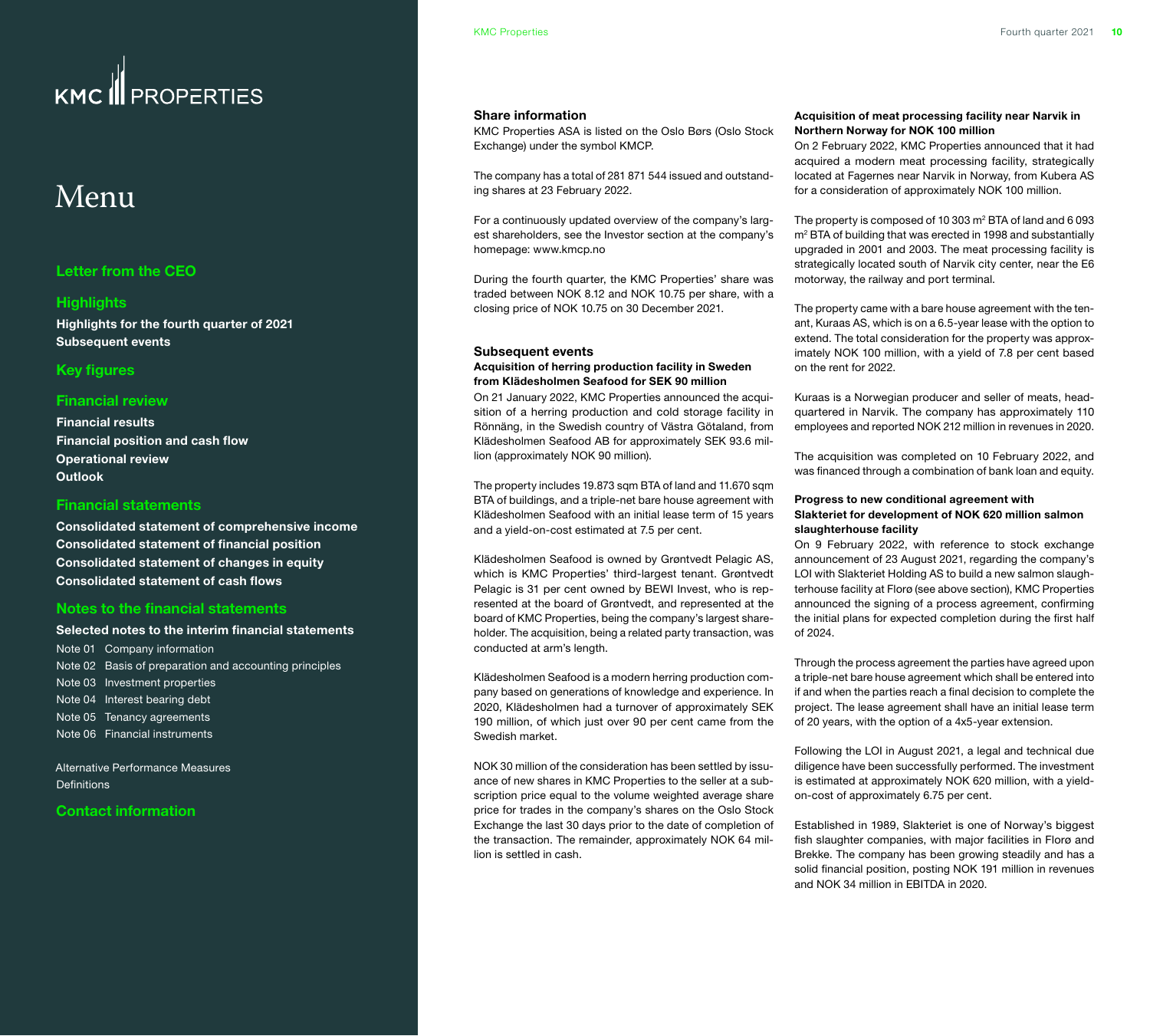## Share information

KMC Properties ASA is listed on the Oslo Børs (Oslo Stock Exchange) under the symbol KMCP.

The company has a total of 281 871 544 issued and outstanding shares at 23 February 2022.

For a continuously updated overview of the company's largest shareholders, see the Investor section at the company's homepage: www.kmcp.no

During the fourth quarter, the KMC Properties' share was traded between NOK 8.12 and NOK 10.75 per share, with a closing price of NOK 10.75 on 30 December 2021.

## Subsequent events

### Acquisition of herring production facility in Sweden from Klädesholmen Seafood for SEK 90 million

On 21 January 2022, KMC Properties announced the acquisition of a herring production and cold storage facility in Rönnäng, in the Swedish country of Västra Götaland, from Klädesholmen Seafood AB for approximately SEK 93.6 million (approximately NOK 90 million).

The property includes 19.873 sqm BTA of land and 11.670 sqm BTA of buildings, and a triple-net bare house agreement with Klädesholmen Seafood with an initial lease term of 15 years and a yield-on-cost estimated at 7.5 per cent.

Klädesholmen Seafood is owned by Grøntvedt Pelagic AS, which is KMC Properties' third-largest tenant. Grøntvedt Pelagic is 31 per cent owned by BEWI Invest, who is represented at the board of Grøntvedt, and represented at the board of KMC Properties, being the company's largest shareholder. The acquisition, being a related party transaction, was conducted at arm's length.

Klädesholmen Seafood is a modern herring production company based on generations of knowledge and experience. In 2020, Klädesholmen had a turnover of approximately SEK 190 million, of which just over 90 per cent came from the Swedish market.

NOK 30 million of the consideration has been settled by issuance of new shares in KMC Properties to the seller at a subscription price equal to the volume weighted average share price for trades in the company's shares on the Oslo Stock Exchange the last 30 days prior to the date of completion of the transaction. The remainder, approximately NOK 64 million is settled in cash.

### Acquisition of meat processing facility near Narvik in Northern Norway for NOK 100 million

On 2 February 2022, KMC Properties announced that it had acquired a modern meat processing facility, strategically located at Fagernes near Narvik in Norway, from Kubera AS for a consideration of approximately NOK 100 million.

The property is composed of 10 303 m$^2$ BTA of land and 6 093 m$^2$ BTA of building that was erected in 1998 and substantially upgraded in 2001 and 2003. The meat processing facility is strategically located south of Narvik city center, near the E6 motorway, the railway and port terminal.

The property came with a bare house agreement with the tenant, Kuraas AS, which is on a 6.5-year lease with the option to extend. The total consideration for the property was approximately NOK 100 million, with a yield of 7.8 per cent based on the rent for 2022.

Kuraas is a Norwegian producer and seller of meats, headquartered in Narvik. The company has approximately 110 employees and reported NOK 212 million in revenues in 2020.

The acquisition was completed on 10 February 2022, and was financed through a combination of bank loan and equity.

### Progress to new conditional agreement with Slakteriet for development of NOK 620 million salmon slaughterhouse facility

On 9 February 2022, with reference to stock exchange announcement of 23 August 2021, regarding the company's LOI with Slakteriet Holding AS to build a new salmon slaughterhouse facility at Florø (see above section), KMC Properties announced the signing of a process agreement, confirming the initial plans for expected completion during the first half of 2024.

Through the process agreement the parties have agreed upon a triple-net bare house agreement which shall be entered into if and when the parties reach a final decision to complete the project. The lease agreement shall have an initial lease term of 20 years, with the option of a 4x5-year extension.

Following the LOI in August 2021, a legal and technical due diligence have been successfully performed. The investment is estimated at approximately NOK 620 million, with a yield-on-cost of approximately 6.75 per cent.

Established in 1989, Slakteriet is one of Norway's biggest fish slaughter companies, with major facilities in Florø and Brekke. The company has been growing steadily and has a solid financial position, posting NOK 191 million in revenues and NOK 34 million in EBITDA in 2020.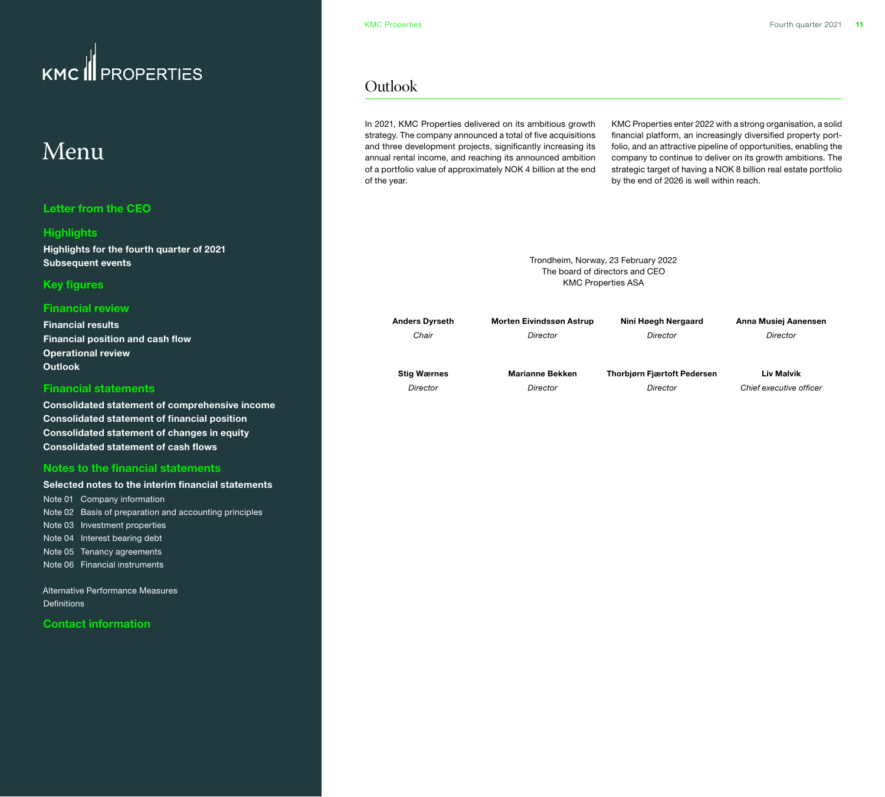# Menu

**Letter from the CEO**

**Highlights**

**Highlights for the fourth quarter of 2021**
**Subsequent events**

**Key figures**

**Financial review**

**Financial results**
**Financial position and cash flow**
**Operational review**
**Outlook**

**Financial statements**

**Consolidated statement of comprehensive income**
**Consolidated statement of financial position**
**Consolidated statement of changes in equity**
**Consolidated statement of cash flows**

**Notes to the financial statements**

**Selected notes to the interim financial statements**

Note 01 Company information
Note 02 Basis of preparation and accounting principles
Note 03 Investment properties
Note 04 Interest bearing debt
Note 05 Tenancy agreements
Note 06 Financial instruments

Alternative Performance Measures
Definitions

**Contact information**

## Outlook

In 2021, KMC Properties delivered on its ambitious growth strategy. The company announced a total of five acquisitions and three development projects, significantly increasing its annual rental income, and reaching its announced ambition of a portfolio value of approximately NOK 4 billion at the end of the year.

KMC Properties enter 2022 with a strong organisation, a solid financial platform, an increasingly diversified property portfolio, and an attractive pipeline of opportunities, enabling the company to continue to deliver on its growth ambitions. The strategic target of having a NOK 8 billion real estate portfolio by the end of 2026 is well within reach.

Trondheim, Norway, 23 February 2022
The board of directors and CEO
KMC Properties ASA

| | | | |
|---|---|---|---|
| **Anders Dyrseth** | **Morten Eivindssøn Astrup** | **Nini Høegh Nergaard** | **Anna Musiej Aanensen** |
| *Chair* | *Director* | *Director* | *Director* |
| **Stig Wærnes** | **Marianne Bekken** | **Thorbjørn Fjærtoft Pedersen** | **Liv Malvik** |
| *Director* | *Director* | *Director* | *Chief executive officer* |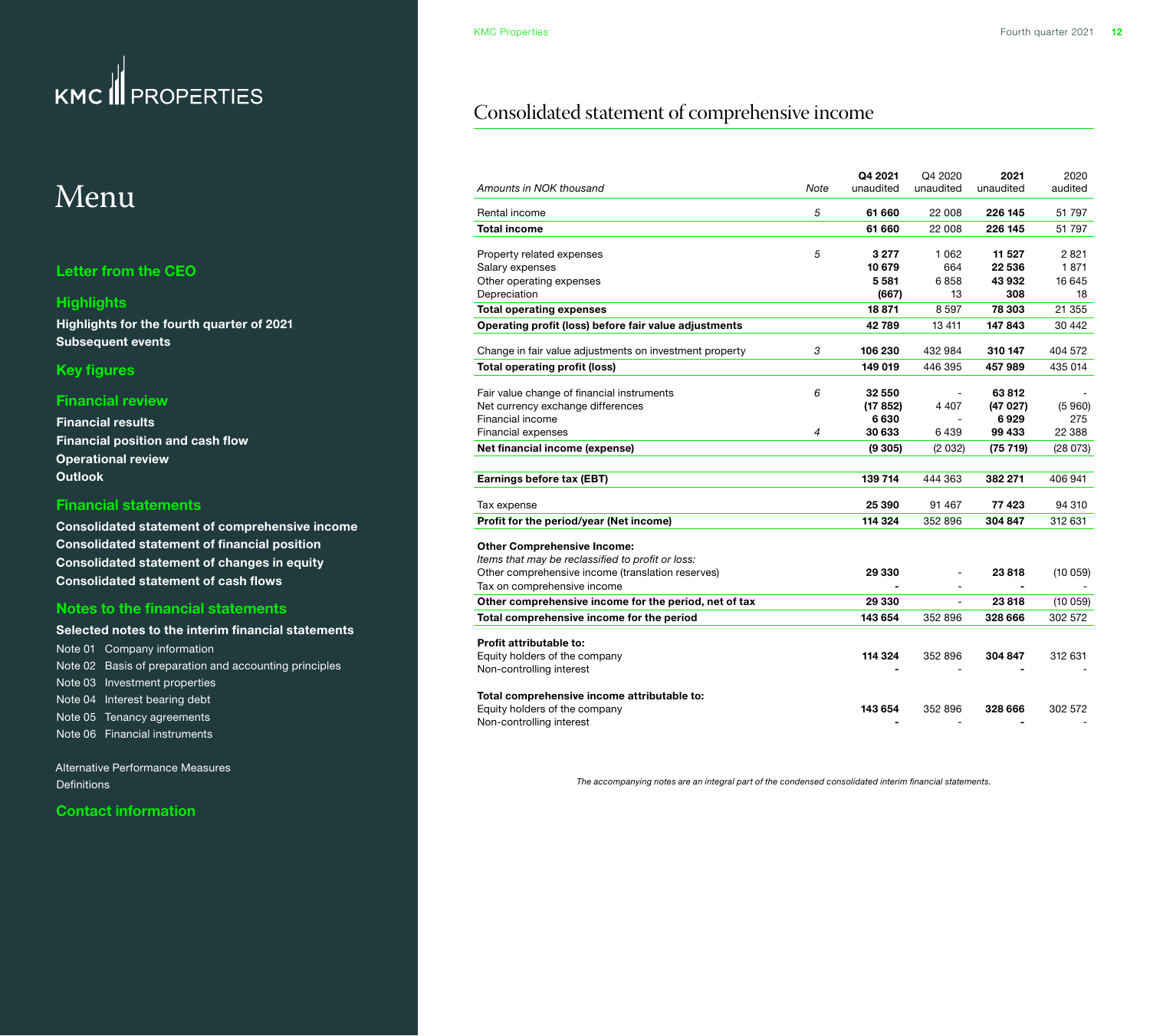# Menu

**Letter from the CEO**

**Highlights**

**Highlights for the fourth quarter of 2021**
**Subsequent events**

**Key figures**

**Financial review**

**Financial results**
**Financial position and cash flow**
**Operational review**
**Outlook**

**Financial statements**

**Consolidated statement of comprehensive income**
**Consolidated statement of financial position**
**Consolidated statement of changes in equity**
**Consolidated statement of cash flows**

**Notes to the financial statements**

**Selected notes to the interim financial statements**

Note 01 Company information
Note 02 Basis of preparation and accounting principles
Note 03 Investment properties
Note 04 Interest bearing debt
Note 05 Tenancy agreements
Note 06 Financial instruments

Alternative Performance Measures
Definitions

**Contact information**

# Consolidated statement of comprehensive income

| *Amounts in NOK thousand* | *Note* | **Q4 2021** unaudited | Q4 2020 unaudited | **2021** unaudited | 2020 audited |
|---|---|---|---|---|---|
| Rental income | *5* | **61 660** | 22 008 | **226 145** | 51 797 |
| **Total income** | | **61 660** | 22 008 | **226 145** | 51 797 |
| | | | | | |
| Property related expenses | *5* | **3 277** | 1 062 | **11 527** | 2 821 |
| Salary expenses | | **10 679** | 664 | **22 536** | 1 871 |
| Other operating expenses | | **5 581** | 6 858 | **43 932** | 16 645 |
| Depreciation | | **(667)** | 13 | **308** | 18 |
| **Total operating expenses** | | **18 871** | 8 597 | **78 303** | 21 355 |
| **Operating profit (loss) before fair value adjustments** | | **42 789** | 13 411 | **147 843** | 30 442 |
| | | | | | |
| Change in fair value adjustments on investment property | *3* | **106 230** | 432 984 | **310 147** | 404 572 |
| **Total operating profit (loss)** | | **149 019** | 446 395 | **457 989** | 435 014 |
| | | | | | |
| Fair value change of financial instruments | *6* | **32 550** | - | **63 812** | - |
| Net currency exchange differences | | **(17 852)** | 4 407 | **(47 027)** | (5 960) |
| Financial income | | **6 630** | - | **6 929** | 275 |
| Financial expenses | *4* | **30 633** | 6 439 | **99 433** | 22 388 |
| **Net financial income (expense)** | | **(9 305)** | (2 032) | **(75 719)** | (28 073) |
| | | | | | |
| **Earnings before tax (EBT)** | | **139 714** | 444 363 | **382 271** | 406 941 |
| | | | | | |
| Tax expense | | **25 390** | 91 467 | **77 423** | 94 310 |
| **Profit for the period/year (Net income)** | | **114 324** | 352 896 | **304 847** | 312 631 |
| | | | | | |
| **Other Comprehensive Income:** | | | | | |
| *Items that may be reclassified to profit or loss:* | | | | | |
| Other comprehensive income (translation reserves) | | **29 330** | - | **23 818** | (10 059) |
| Tax on comprehensive income | | **-** | - | **-** | - |
| **Other comprehensive income for the period, net of tax** | | **29 330** | - | **23 818** | (10 059) |
| **Total comprehensive income for the period** | | **143 654** | 352 896 | **328 666** | 302 572 |
| | | | | | |
| **Profit attributable to:** | | | | | |
| Equity holders of the company | | **114 324** | 352 896 | **304 847** | 312 631 |
| Non-controlling interest | | **-** | - | **-** | - |
| | | | | | |
| **Total comprehensive income attributable to:** | | | | | |
| Equity holders of the company | | **143 654** | 352 896 | **328 666** | 302 572 |
| Non-controlling interest | | **-** | - | **-** | - |

*The accompanying notes are an integral part of the condensed consolidated interim financial statements.*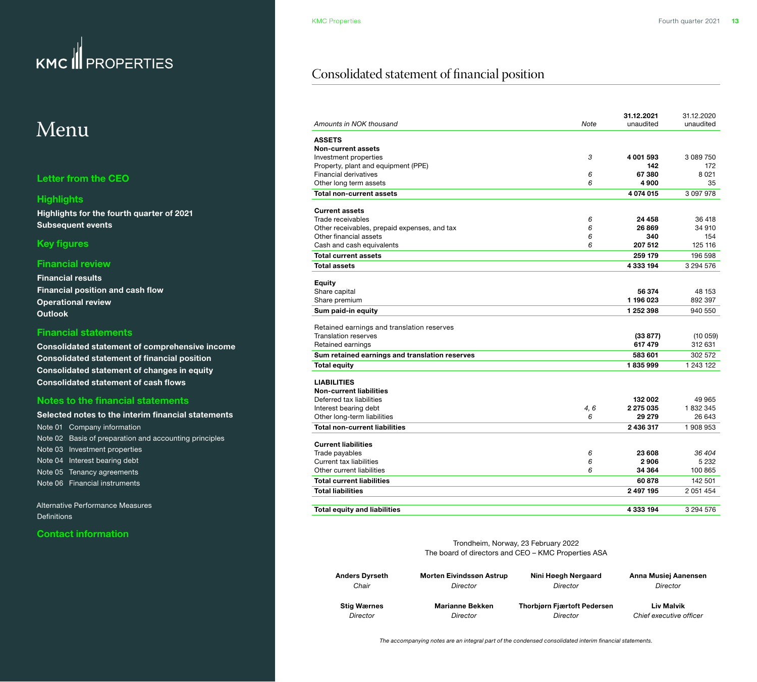KMC PROPERTIES

# Menu

**Letter from the CEO**

**Highlights**

**Highlights for the fourth quarter of 2021**
**Subsequent events**

**Key figures**

**Financial review**

**Financial results**
**Financial position and cash flow**
**Operational review**
**Outlook**

**Financial statements**

**Consolidated statement of comprehensive income**
**Consolidated statement of financial position**
**Consolidated statement of changes in equity**
**Consolidated statement of cash flows**

**Notes to the financial statements**

**Selected notes to the interim financial statements**

Note 01 Company information
Note 02 Basis of preparation and accounting principles
Note 03 Investment properties
Note 04 Interest bearing debt
Note 05 Tenancy agreements
Note 06 Financial instruments

Alternative Performance Measures
Definitions

**Contact information**

# Consolidated statement of financial position

| *Amounts in NOK thousand* | Note | **31.12.2021** unaudited | 31.12.2020 unaudited |
|---|---|---|---|
| **ASSETS** | | | |
| **Non-current assets** | | | |
| Investment properties | *3* | **4 001 593** | 3 089 750 |
| Property, plant and equipment (PPE) | | **142** | 172 |
| Financial derivatives | *6* | **67 380** | 8 021 |
| Other long term assets | *6* | **4 900** | 35 |
| **Total non-current assets** | | **4 074 015** | 3 097 978 |
| | | | |
| **Current assets** | | | |
| Trade receivables | *6* | **24 458** | 36 418 |
| Other receivables, prepaid expenses, and tax | *6* | **26 869** | 34 910 |
| Other financial assets | *6* | **340** | 154 |
| Cash and cash equivalents | *6* | **207 512** | 125 116 |
| **Total current assets** | | **259 179** | 196 598 |
| **Total assets** | | **4 333 194** | 3 294 576 |
| | | | |
| **Equity** | | | |
| Share capital | | **56 374** | 48 153 |
| Share premium | | **1 196 023** | 892 397 |
| **Sum paid-in equity** | | **1 252 398** | 940 550 |
| | | | |
| Retained earnings and translation reserves | | | |
| Translation reserves | | **(33 877)** | (10 059) |
| Retained earnings | | **617 479** | 312 631 |
| **Sum retained earnings and translation reserves** | | **583 601** | 302 572 |
| **Total equity** | | **1 835 999** | 1 243 122 |
| | | | |
| **LIABILITIES** | | | |
| **Non-current liabilities** | | | |
| Deferred tax liabilities | | **132 002** | 49 965 |
| Interest bearing debt | *4, 6* | **2 275 035** | 1 832 345 |
| Other long-term liabilities | *6* | **29 279** | 26 643 |
| **Total non-current liabilities** | | **2 436 317** | 1 908 953 |
| | | | |
| **Current liabilities** | | | |
| Trade payables | *6* | **23 608** | *36 404* |
| Current tax liabilities | *6* | **2 906** | 5 232 |
| Other current liabilities | *6* | **34 364** | 100 865 |
| **Total current liabilities** | | **60 878** | 142 501 |
| **Total liabilities** | | **2 497 195** | 2 051 454 |
| | | | |
| **Total equity and liabilities** | | **4 333 194** | 3 294 576 |

Trondheim, Norway, 23 February 2022
The board of directors and CEO – KMC Properties ASA

| | | | |
|---|---|---|---|
| **Anders Dyrseth** *Chair* | **Morten Eivindssøn Astrup** *Director* | **Nini Høegh Nergaard** *Director* | **Anna Musiej Aanensen** *Director* |
| **Stig Wærnes** *Director* | **Marianne Bekken** *Director* | **Thorbjørn Fjærtoft Pedersen** *Director* | **Liv Malvik** *Chief executive officer* |

*The accompanying notes are an integral part of the condensed consolidated interim financial statements.*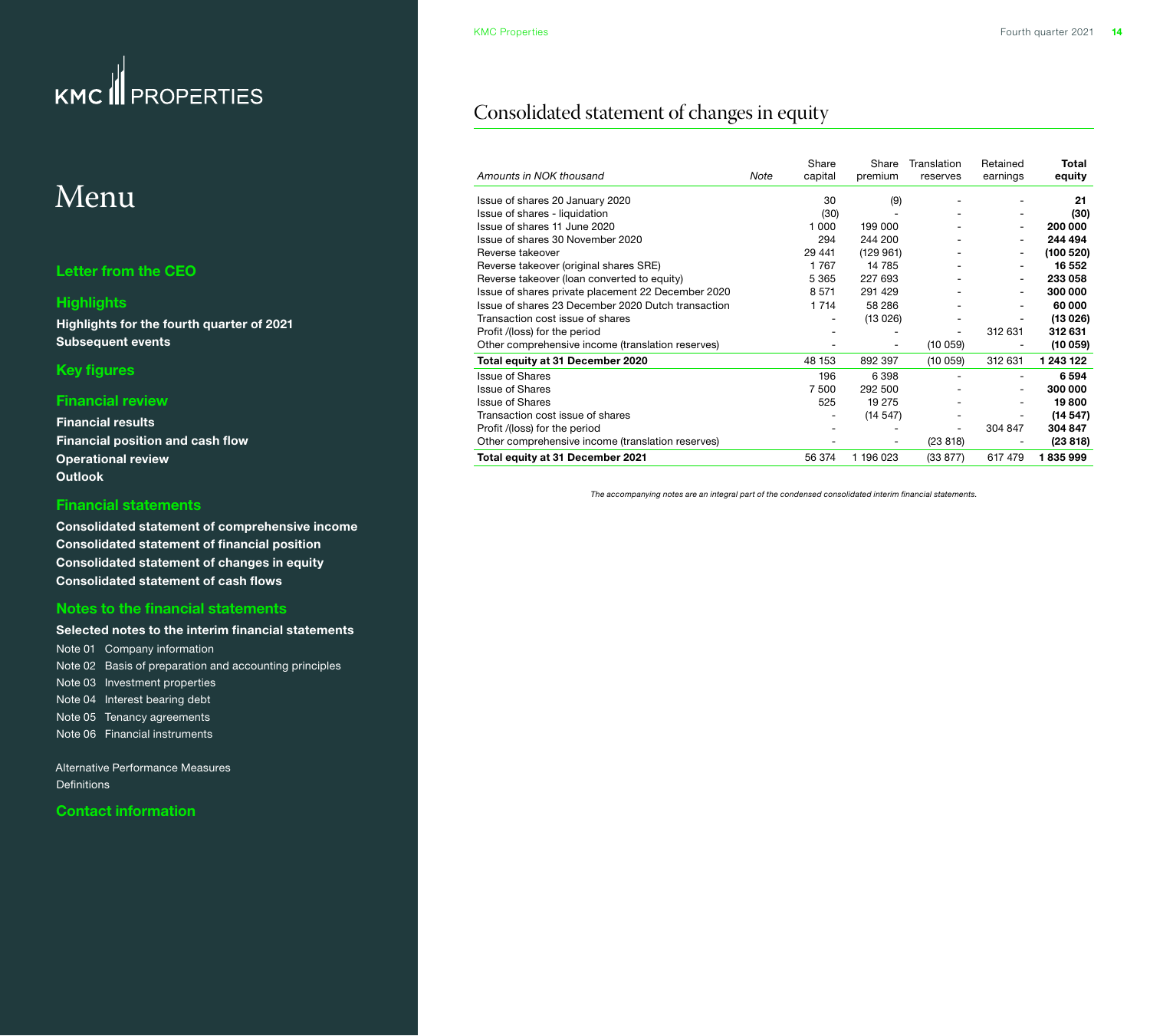# Menu

**Letter from the CEO**

**Highlights**

**Highlights for the fourth quarter of 2021**
**Subsequent events**

**Key figures**

**Financial review**

**Financial results**
**Financial position and cash flow**
**Operational review**
**Outlook**

**Financial statements**

**Consolidated statement of comprehensive income**
**Consolidated statement of financial position**
**Consolidated statement of changes in equity**
**Consolidated statement of cash flows**

**Notes to the financial statements**

**Selected notes to the interim financial statements**

Note 01 Company information
Note 02 Basis of preparation and accounting principles
Note 03 Investment properties
Note 04 Interest bearing debt
Note 05 Tenancy agreements
Note 06 Financial instruments

Alternative Performance Measures
Definitions

**Contact information**

# Consolidated statement of changes in equity

| *Amounts in NOK thousand* | *Note* | Share capital | Share premium | Translation reserves | Retained earnings | **Total equity** |
|---|---|---|---|---|---|---|
| Issue of shares 20 January 2020 | | 30 | (9) | - | - | **21** |
| Issue of shares - liquidation | | (30) | - | - | - | **(30)** |
| Issue of shares 11 June 2020 | | 1 000 | 199 000 | - | - | **200 000** |
| Issue of shares 30 November 2020 | | 294 | 244 200 | - | - | **244 494** |
| Reverse takeover | | 29 441 | (129 961) | - | - | **(100 520)** |
| Reverse takeover (original shares SRE) | | 1 767 | 14 785 | - | - | **16 552** |
| Reverse takeover (loan converted to equity) | | 5 365 | 227 693 | - | - | **233 058** |
| Issue of shares private placement 22 December 2020 | | 8 571 | 291 429 | - | - | **300 000** |
| Issue of shares 23 December 2020 Dutch transaction | | 1 714 | 58 286 | - | - | **60 000** |
| Transaction cost issue of shares | | - | (13 026) | - | - | **(13 026)** |
| Profit /(loss) for the period | | - | - | - | 312 631 | **312 631** |
| Other comprehensive income (translation reserves) | | - | - | (10 059) | - | **(10 059)** |
| **Total equity at 31 December 2020** | | 48 153 | 892 397 | (10 059) | 312 631 | **1 243 122** |
| Issue of Shares | | 196 | 6 398 | - | - | **6 594** |
| Issue of Shares | | 7 500 | 292 500 | - | - | **300 000** |
| Issue of Shares | | 525 | 19 275 | - | - | **19 800** |
| Transaction cost issue of shares | | - | (14 547) | - | - | **(14 547)** |
| Profit /(loss) for the period | | - | - | - | 304 847 | **304 847** |
| Other comprehensive income (translation reserves) | | - | - | (23 818) | - | **(23 818)** |
| **Total equity at 31 December 2021** | | 56 374 | 1 196 023 | (33 877) | 617 479 | **1 835 999** |

*The accompanying notes are an integral part of the condensed consolidated interim financial statements.*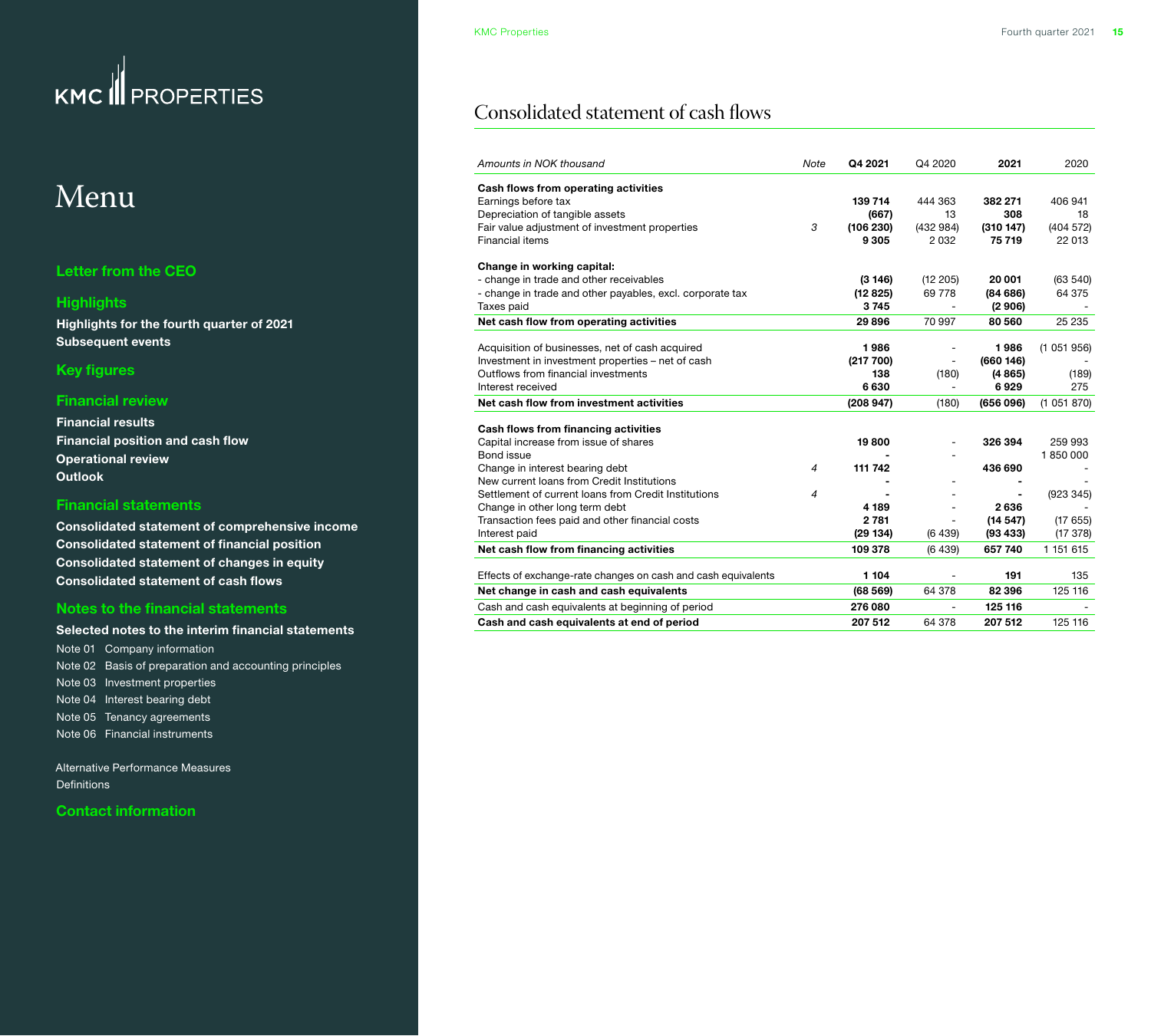# Menu

**Letter from the CEO**

**Highlights**

- Highlights for the fourth quarter of 2021
- Subsequent events

**Key figures**

**Financial review**

- Financial results
- Financial position and cash flow
- Operational review
- Outlook

**Financial statements**

- Consolidated statement of comprehensive income
- Consolidated statement of financial position
- Consolidated statement of changes in equity
- Consolidated statement of cash flows

**Notes to the financial statements**

**Selected notes to the interim financial statements**

- Note 01 Company information
- Note 02 Basis of preparation and accounting principles
- Note 03 Investment properties
- Note 04 Interest bearing debt
- Note 05 Tenancy agreements
- Note 06 Financial instruments

Alternative Performance Measures

Definitions

**Contact information**

## Consolidated statement of cash flows

| *Amounts in NOK thousand* | *Note* | **Q4 2021** | Q4 2020 | **2021** | 2020 |
|---|---|---|---|---|---|
| **Cash flows from operating activities** | | | | | |
| Earnings before tax | | **139 714** | 444 363 | **382 271** | 406 941 |
| Depreciation of tangible assets | | **(667)** | 13 | **308** | 18 |
| Fair value adjustment of investment properties | *3* | **(106 230)** | (432 984) | **(310 147)** | (404 572) |
| Financial items | | **9 305** | 2 032 | **75 719** | 22 013 |
| **Change in working capital:** | | | | | |
| - change in trade and other receivables | | **(3 146)** | (12 205) | **20 001** | (63 540) |
| - change in trade and other payables, excl. corporate tax | | **(12 825)** | 69 778 | **(84 686)** | 64 375 |
| Taxes paid | | **3 745** | - | **(2 906)** | - |
| **Net cash flow from operating activities** | | **29 896** | 70 997 | **80 560** | 25 235 |
| Acquisition of businesses, net of cash acquired | | **1 986** | - | **1 986** | (1 051 956) |
| Investment in investment properties – net of cash | | **(217 700)** | - | **(660 146)** | - |
| Outflows from financial investments | | **138** | (180) | **(4 865)** | (189) |
| Interest received | | **6 630** | - | **6 929** | 275 |
| **Net cash flow from investment activities** | | **(208 947)** | (180) | **(656 096)** | (1 051 870) |
| **Cash flows from financing activities** | | | | | |
| Capital increase from issue of shares | | **19 800** | - | **326 394** | 259 993 |
| Bond issue | | **-** | - | | 1 850 000 |
| Change in interest bearing debt | *4* | **111 742** | | **436 690** | - |
| New current loans from Credit Institutions | | **-** | - | **-** | - |
| Settlement of current loans from Credit Institutions | *4* | **-** | - | **-** | (923 345) |
| Change in other long term debt | | **4 189** | - | **2 636** | - |
| Transaction fees paid and other financial costs | | **2 781** | - | **(14 547)** | (17 655) |
| Interest paid | | **(29 134)** | (6 439) | **(93 433)** | (17 378) |
| **Net cash flow from financing activities** | | **109 378** | (6 439) | **657 740** | 1 151 615 |
| Effects of exchange-rate changes on cash and cash equivalents | | **1 104** | - | **191** | 135 |
| **Net change in cash and cash equivalents** | | **(68 569)** | 64 378 | **82 396** | 125 116 |
| Cash and cash equivalents at beginning of period | | **276 080** | - | **125 116** | - |
| **Cash and cash equivalents at end of period** | | **207 512** | 64 378 | **207 512** | 125 116 |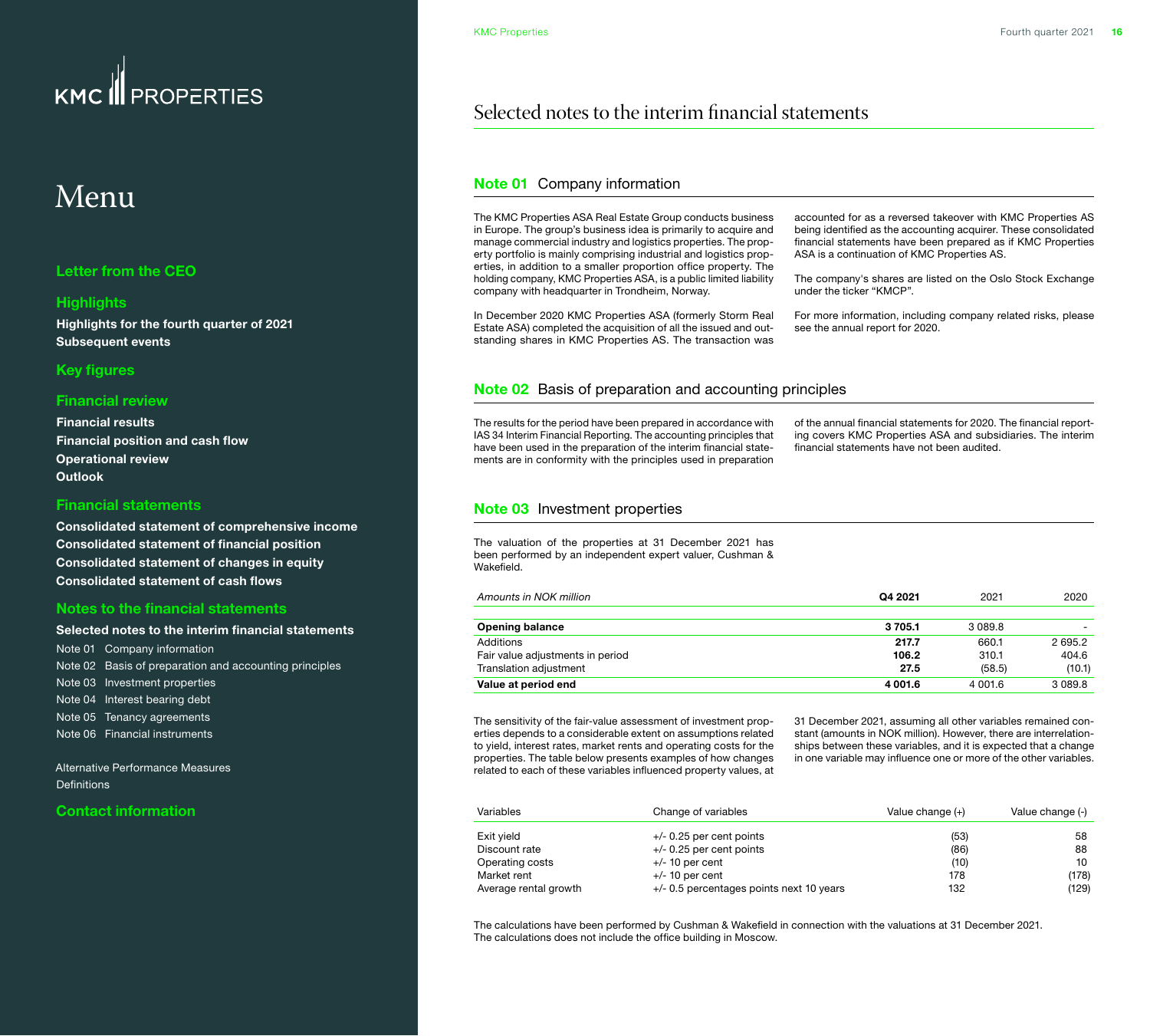# Selected notes to the interim financial statements

## Note 01 Company information

The KMC Properties ASA Real Estate Group conducts business in Europe. The group's business idea is primarily to acquire and manage commercial industry and logistics properties. The property portfolio is mainly comprising industrial and logistics properties, in addition to a smaller proportion office property. The holding company, KMC Properties ASA, is a public limited liability company with headquarter in Trondheim, Norway.

In December 2020 KMC Properties ASA (formerly Storm Real Estate ASA) completed the acquisition of all the issued and outstanding shares in KMC Properties AS. The transaction was accounted for as a reversed takeover with KMC Properties AS being identified as the accounting acquirer. These consolidated financial statements have been prepared as if KMC Properties ASA is a continuation of KMC Properties AS.

The company's shares are listed on the Oslo Stock Exchange under the ticker "KMCP".

For more information, including company related risks, please see the annual report for 2020.

## Note 02 Basis of preparation and accounting principles

The results for the period have been prepared in accordance with IAS 34 Interim Financial Reporting. The accounting principles that have been used in the preparation of the interim financial statements are in conformity with the principles used in preparation of the annual financial statements for 2020. The financial reporting covers KMC Properties ASA and subsidiaries. The interim financial statements have not been audited.

## Note 03 Investment properties

The valuation of the properties at 31 December 2021 has been performed by an independent expert valuer, Cushman & Wakefield.

| *Amounts in NOK million* | **Q4 2021** | 2021 | 2020 |
|---|---|---|---|
| **Opening balance** | **3 705.1** | 3 089.8 | - |
| Additions | **217.7** | 660.1 | 2 695.2 |
| Fair value adjustments in period | **106.2** | 310.1 | 404.6 |
| Translation adjustment | **27.5** | (58.5) | (10.1) |
| **Value at period end** | **4 001.6** | 4 001.6 | 3 089.8 |

The sensitivity of the fair-value assessment of investment properties depends to a considerable extent on assumptions related to yield, interest rates, market rents and operating costs for the properties. The table below presents examples of how changes related to each of these variables influenced property values, at 31 December 2021, assuming all other variables remained constant (amounts in NOK million). However, there are interrelationships between these variables, and it is expected that a change in one variable may influence one or more of the other variables.

| Variables | Change of variables | Value change (+) | Value change (-) |
|---|---|---|---|
| Exit yield | +/- 0.25 per cent points | (53) | 58 |
| Discount rate | +/- 0.25 per cent points | (86) | 88 |
| Operating costs | +/- 10 per cent | (10) | 10 |
| Market rent | +/- 10 per cent | 178 | (178) |
| Average rental growth | +/- 0.5 percentages points next 10 years | 132 | (129) |

The calculations have been performed by Cushman & Wakefield in connection with the valuations at 31 December 2021. The calculations does not include the office building in Moscow.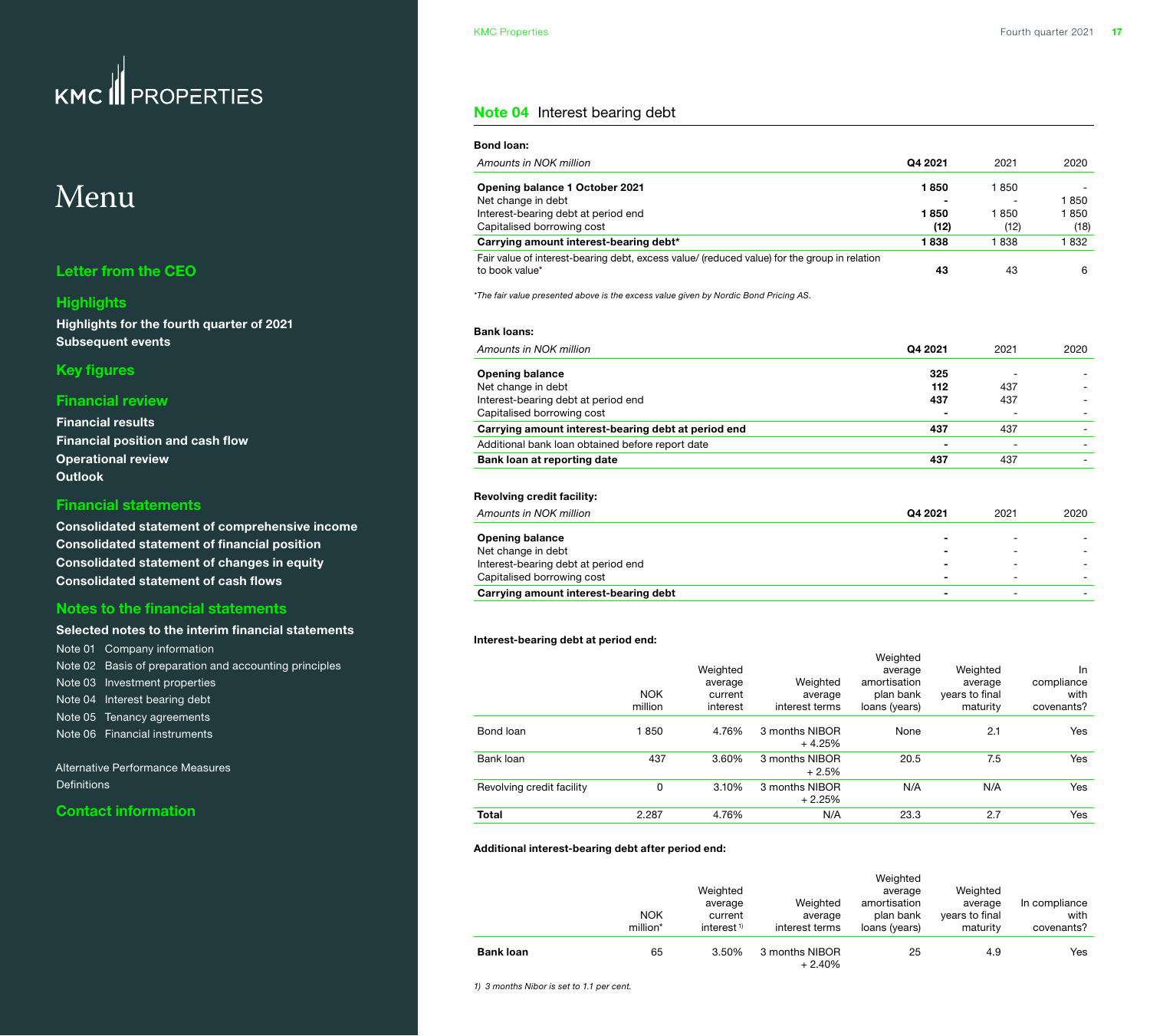# Menu

## Letter from the CEO

## Highlights

**Highlights for the fourth quarter of 2021**
**Subsequent events**

## Key figures

## Financial review

**Financial results**
**Financial position and cash flow**
**Operational review**
**Outlook**

## Financial statements

**Consolidated statement of comprehensive income**
**Consolidated statement of financial position**
**Consolidated statement of changes in equity**
**Consolidated statement of cash flows**

## Notes to the financial statements

**Selected notes to the interim financial statements**

Note 01 Company information
Note 02 Basis of preparation and accounting principles
Note 03 Investment properties
Note 04 Interest bearing debt
Note 05 Tenancy agreements
Note 06 Financial instruments

Alternative Performance Measures
Definitions

## Contact information

## Note 04 Interest bearing debt

**Bond loan:**

| *Amounts in NOK million* | Q4 2021 | 2021 | 2020 |
|---|---|---|---|
| **Opening balance 1 October 2021** | **1 850** | 1 850 | - |
| Net change in debt | **-** | - | 1 850 |
| Interest-bearing debt at period end | **1 850** | 1 850 | 1 850 |
| Capitalised borrowing cost | **(12)** | (12) | (18) |
| **Carrying amount interest-bearing debt*** | **1 838** | 1 838 | 1 832 |
| Fair value of interest-bearing debt, excess value/ (reduced value) for the group in relation to book value* | **43** | 43 | 6 |

*\*The fair value presented above is the excess value given by Nordic Bond Pricing AS.*

**Bank loans:**

| *Amounts in NOK million* | Q4 2021 | 2021 | 2020 |
|---|---|---|---|
| **Opening balance** | **325** | - | - |
| Net change in debt | **112** | 437 | - |
| Interest-bearing debt at period end | **437** | 437 | - |
| Capitalised borrowing cost | **-** | - | - |
| **Carrying amount interest-bearing debt at period end** | **437** | 437 | - |
| Additional bank loan obtained before report date | **-** | - | - |
| **Bank loan at reporting date** | **437** | 437 | - |

**Revolving credit facility:**

| *Amounts in NOK million* | Q4 2021 | 2021 | 2020 |
|---|---|---|---|
| **Opening balance** | **-** | - | - |
| Net change in debt | **-** | - | - |
| Interest-bearing debt at period end | **-** | - | - |
| Capitalised borrowing cost | **-** | - | - |
| **Carrying amount interest-bearing debt** | **-** | - | - |

**Interest-bearing debt at period end:**

| | NOK million | Weighted average current interest | Weighted average interest terms | Weighted average amortisation plan bank loans (years) | Weighted average years to final maturity | In compliance with covenants? |
|---|---|---|---|---|---|---|
| Bond loan | 1 850 | 4.76% | 3 months NIBOR + 4.25% | None | 2.1 | Yes |
| Bank loan | 437 | 3.60% | 3 months NIBOR + 2.5% | 20.5 | 7.5 | Yes |
| Revolving credit facility | 0 | 3.10% | 3 months NIBOR + 2.25% | N/A | N/A | Yes |
| **Total** | 2.287 | 4.76% | N/A | 23.3 | 2.7 | Yes |

**Additional interest-bearing debt after period end:**

| | NOK million* | Weighted average current interest [1] | Weighted average interest terms | Weighted average amortisation plan bank loans (years) | Weighted average years to final maturity | In compliance with covenants? |
|---|---|---|---|---|---|---|
| **Bank loan** | 65 | 3.50% | 3 months NIBOR + 2.40% | 25 | 4.9 | Yes |

*1) 3 months Nibor is set to 1.1 per cent.*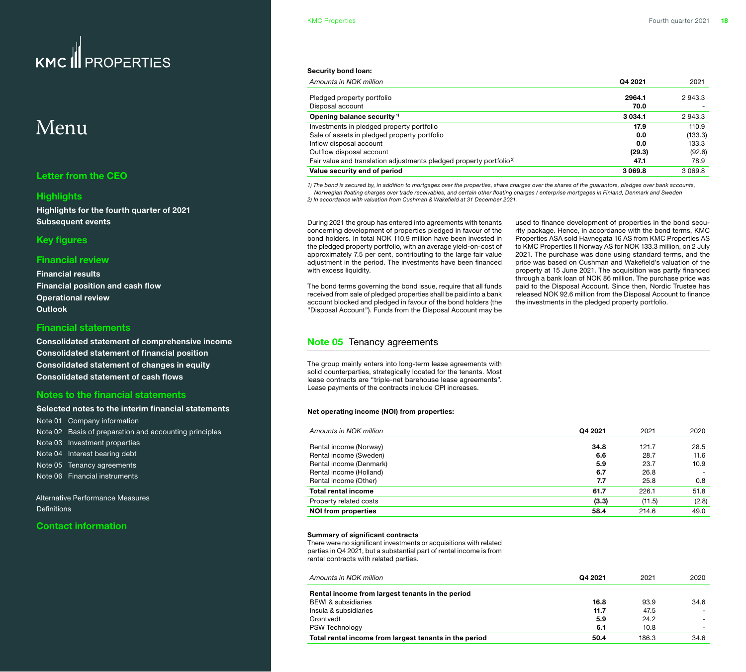**Security bond loan:**

| *Amounts in NOK million* | **Q4 2021** | 2021 |
|---|---|---|
| Pledged property portfolio | **2964.1** | 2 943.3 |
| Disposal account | **70.0** | - |
| **Opening balance security** [1] | **3 034.1** | 2 943.3 |
| Investments in pledged property portfolio | **17.9** | 110.9 |
| Sale of assets in pledged property portfolio | **0.0** | (133.3) |
| Inflow disposal account | **0.0** | 133.3 |
| Outflow disposal account | **(29.3)** | (92.6) |
| Fair value and translation adjustments pledged property portfolio [2] | **47.1** | 78.9 |
| **Value security end of period** | **3 069.8** | 3 069.8 |

*1) The bond is secured by, in addition to mortgages over the properties, share charges over the shares of the guarantors, pledges over bank accounts, Norwegian floating charges over trade receivables, and certain other floating charges / enterprise mortgages in Finland, Denmark and Sweden*
*2) In accordance with valuation from Cushman & Wakefield at 31 December 2021.*

During 2021 the group has entered into agreements with tenants concerning development of properties pledged in favour of the bond holders. In total NOK 110.9 million have been invested in the pledged property portfolio, with an average yield-on-cost of approximately 7.5 per cent, contributing to the large fair value adjustment in the period. The investments have been financed with excess liquidity.

The bond terms governing the bond issue, require that all funds received from sale of pledged properties shall be paid into a bank account blocked and pledged in favour of the bond holders (the "Disposal Account"). Funds from the Disposal Account may be used to finance development of properties in the bond security package. Hence, in accordance with the bond terms, KMC Properties ASA sold Havnegata 16 AS from KMC Properties AS to KMC Properties II Norway AS for NOK 133.3 million, on 2 July 2021. The purchase was done using standard terms, and the price was based on Cushman and Wakefield's valuation of the property at 15 June 2021. The acquisition was partly financed through a bank loan of NOK 86 million. The purchase price was paid to the Disposal Account. Since then, Nordic Trustee has released NOK 92.6 million from the Disposal Account to finance the investments in the pledged property portfolio.

## Note 05 Tenancy agreements

The group mainly enters into long-term lease agreements with solid counterparties, strategically located for the tenants. Most lease contracts are "triple-net barehouse lease agreements". Lease payments of the contracts include CPI increases.

**Net operating income (NOI) from properties:**

| *Amounts in NOK million* | **Q4 2021** | 2021 | 2020 |
|---|---|---|---|
| Rental income (Norway) | **34.8** | 121.7 | 28.5 |
| Rental income (Sweden) | **6.6** | 28.7 | 11.6 |
| Rental income (Denmark) | **5.9** | 23.7 | 10.9 |
| Rental income (Holland) | **6.7** | 26.8 | - |
| Rental income (Other) | **7.7** | 25.8 | 0.8 |
| **Total rental income** | **61.7** | 226.1 | 51.8 |
| Property related costs | **(3.3)** | (11.5) | (2.8) |
| **NOI from properties** | **58.4** | 214.6 | 49.0 |

**Summary of significant contracts**
There were no significant investments or acquisitions with related parties in Q4 2021, but a substantial part of rental income is from rental contracts with related parties.

| *Amounts in NOK million* | **Q4 2021** | 2021 | 2020 |
|---|---|---|---|
| **Rental income from largest tenants in the period** | | | |
| BEWI & subsidiaries | **16.8** | 93.9 | 34.6 |
| Insula & subsidiaries | **11.7** | 47.5 | - |
| Grøntvedt | **5.9** | 24.2 | - |
| PSW Technology | **6.1** | 10.8 | - |
| **Total rental income from largest tenants in the period** | **50.4** | 186.3 | 34.6 |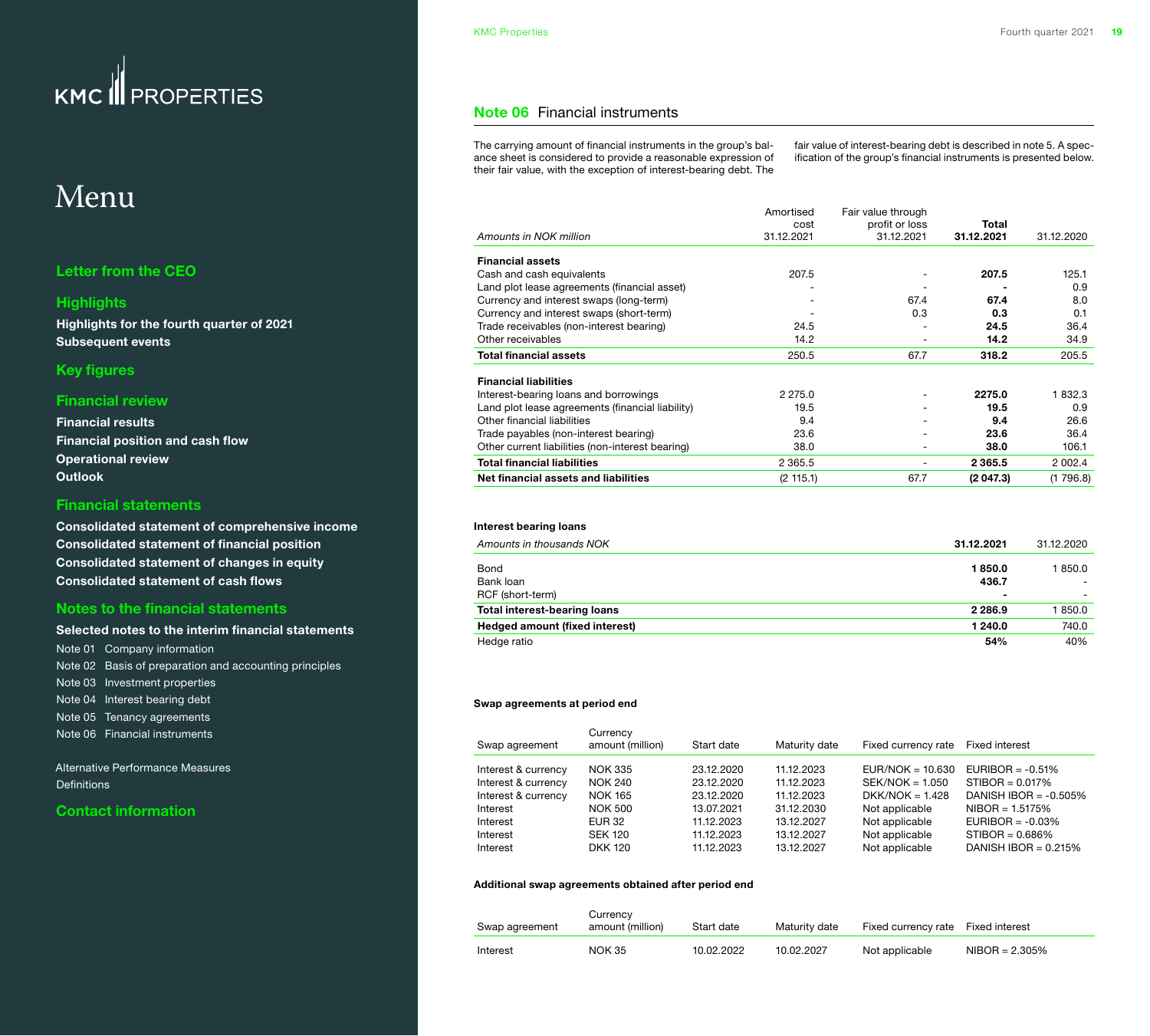# Menu

**Letter from the CEO**

**Highlights**

- Highlights for the fourth quarter of 2021
- Subsequent events

**Key figures**

**Financial review**

- Financial results
- Financial position and cash flow
- Operational review
- Outlook

**Financial statements**

- Consolidated statement of comprehensive income
- Consolidated statement of financial position
- Consolidated statement of changes in equity
- Consolidated statement of cash flows

**Notes to the financial statements**

**Selected notes to the interim financial statements**

- Note 01 Company information
- Note 02 Basis of preparation and accounting principles
- Note 03 Investment properties
- Note 04 Interest bearing debt
- Note 05 Tenancy agreements
- Note 06 Financial instruments

Alternative Performance Measures

Definitions

**Contact information**

## Note 06 Financial instruments

The carrying amount of financial instruments in the group's balance sheet is considered to provide a reasonable expression of their fair value, with the exception of interest-bearing debt. The fair value of interest-bearing debt is described in note 5. A specification of the group's financial instruments is presented below.

| *Amounts in NOK million* | Amortised cost 31.12.2021 | Fair value through profit or loss 31.12.2021 | **Total 31.12.2021** | 31.12.2020 |
|---|---|---|---|---|
| **Financial assets** | | | | |
| Cash and cash equivalents | 207.5 | - | **207.5** | 125.1 |
| Land plot lease agreements (financial asset) | - | - | **-** | 0.9 |
| Currency and interest swaps (long-term) | - | 67.4 | **67.4** | 8.0 |
| Currency and interest swaps (short-term) | - | 0.3 | **0.3** | 0.1 |
| Trade receivables (non-interest bearing) | 24.5 | - | **24.5** | 36.4 |
| Other receivables | 14.2 | - | **14.2** | 34.9 |
| **Total financial assets** | 250.5 | 67.7 | **318.2** | 205.5 |
| **Financial liabilities** | | | | |
| Interest-bearing loans and borrowings | 2 275.0 | - | **2275.0** | 1 832.3 |
| Land plot lease agreements (financial liability) | 19.5 | - | **19.5** | 0.9 |
| Other financial liabilities | 9.4 | - | **9.4** | 26.6 |
| Trade payables (non-interest bearing) | 23.6 | - | **23.6** | 36.4 |
| Other current liabilities (non-interest bearing) | 38.0 | - | **38.0** | 106.1 |
| **Total financial liabilities** | 2 365.5 | - | **2 365.5** | 2 002.4 |
| **Net financial assets and liabilities** | (2 115.1) | 67.7 | **(2 047.3)** | (1 796.8) |

**Interest bearing loans**

| *Amounts in thousands NOK* | **31.12.2021** | 31.12.2020 |
|---|---|---|
| Bond | **1 850.0** | 1 850.0 |
| Bank loan | **436.7** | - |
| RCF (short-term) | **-** | - |
| **Total interest-bearing loans** | **2 286.9** | 1 850.0 |
| **Hedged amount (fixed interest)** | **1 240.0** | 740.0 |
| Hedge ratio | **54%** | 40% |

**Swap agreements at period end**

| Swap agreement | Currency amount (million) | Start date | Maturity date | Fixed currency rate | Fixed interest |
|---|---|---|---|---|---|
| Interest & currency | NOK 335 | 23.12.2020 | 11.12.2023 | EUR/NOK = 10.630 | EURIBOR = -0.51% |
| Interest & currency | NOK 240 | 23.12.2020 | 11.12.2023 | SEK/NOK = 1.050 | STIBOR = 0.017% |
| Interest & currency | NOK 165 | 23.12.2020 | 11.12.2023 | DKK/NOK = 1.428 | DANISH IBOR = -0.505% |
| Interest | NOK 500 | 13.07.2021 | 31.12.2030 | Not applicable | NIBOR = 1.5175% |
| Interest | EUR 32 | 11.12.2023 | 13.12.2027 | Not applicable | EURIBOR = -0.03% |
| Interest | SEK 120 | 11.12.2023 | 13.12.2027 | Not applicable | STIBOR = 0.686% |
| Interest | DKK 120 | 11.12.2023 | 13.12.2027 | Not applicable | DANISH IBOR = 0.215% |

**Additional swap agreements obtained after period end**

| Swap agreement | Currency amount (million) | Start date | Maturity date | Fixed currency rate | Fixed interest |
|---|---|---|---|---|---|
| Interest | NOK 35 | 10.02.2022 | 10.02.2027 | Not applicable | NIBOR = 2.305% |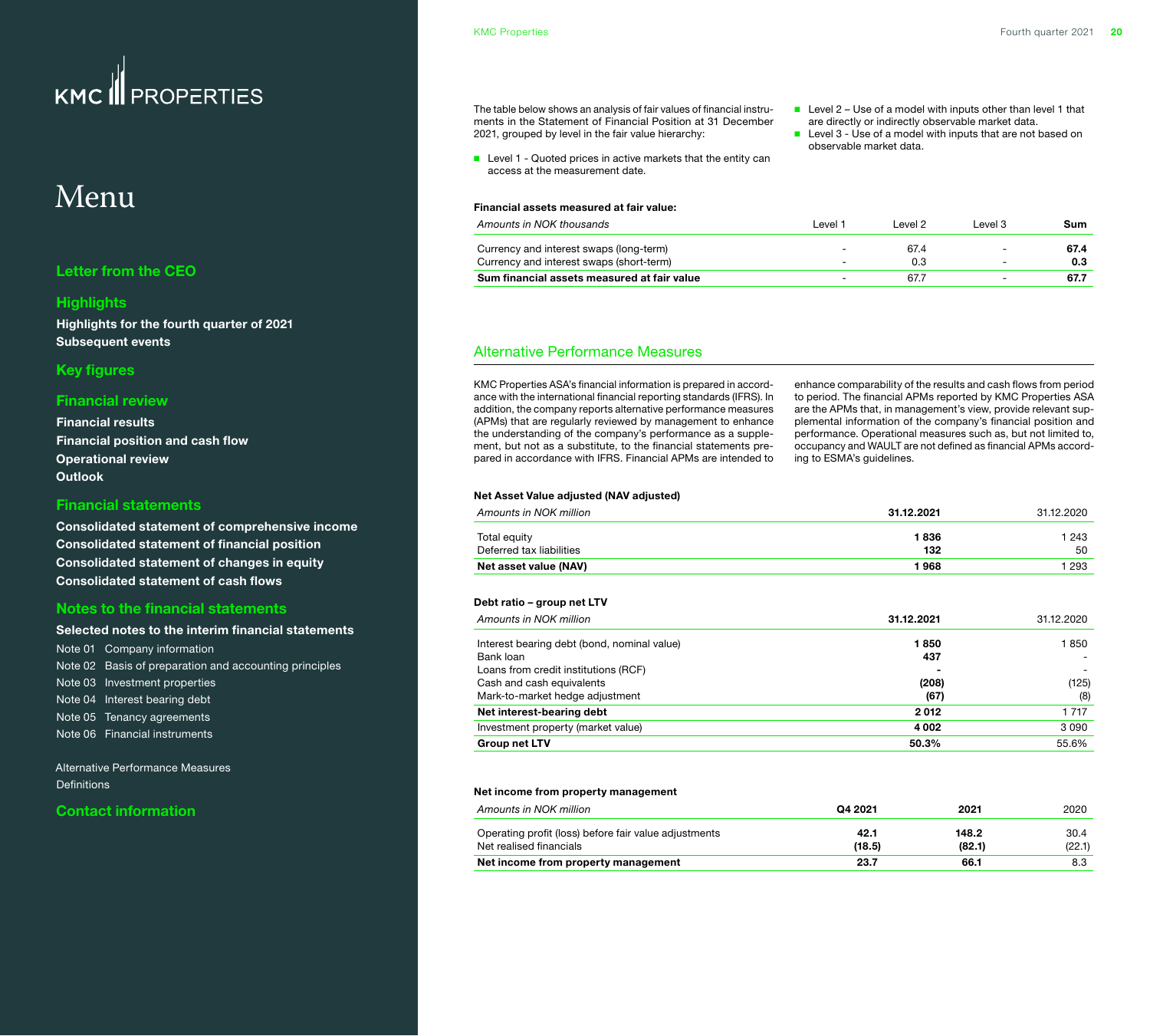The table below shows an analysis of fair values of financial instruments in the Statement of Financial Position at 31 December 2021, grouped by level in the fair value hierarchy:

- Level 1 - Quoted prices in active markets that the entity can access at the measurement date.
- Level 2 – Use of a model with inputs other than level 1 that are directly or indirectly observable market data.
- Level 3 - Use of a model with inputs that are not based on observable market data.

**Financial assets measured at fair value:**

| *Amounts in NOK thousands* | Level 1 | Level 2 | Level 3 | **Sum** |
|---|---|---|---|---|
| Currency and interest swaps (long-term) | - | 67.4 | - | **67.4** |
| Currency and interest swaps (short-term) | - | 0.3 | - | **0.3** |
| **Sum financial assets measured at fair value** | - | 67.7 | - | **67.7** |

## Alternative Performance Measures

KMC Properties ASA's financial information is prepared in accordance with the international financial reporting standards (IFRS). In addition, the company reports alternative performance measures (APMs) that are regularly reviewed by management to enhance the understanding of the company's performance as a supplement, but not as a substitute, to the financial statements prepared in accordance with IFRS. Financial APMs are intended to enhance comparability of the results and cash flows from period to period. The financial APMs reported by KMC Properties ASA are the APMs that, in management's view, provide relevant supplemental information of the company's financial position and performance. Operational measures such as, but not limited to, occupancy and WAULT are not defined as financial APMs according to ESMA's guidelines.

**Net Asset Value adjusted (NAV adjusted)**

| *Amounts in NOK million* | **31.12.2021** | 31.12.2020 |
|---|---|---|
| Total equity | **1 836** | 1 243 |
| Deferred tax liabilities | **132** | 50 |
| **Net asset value (NAV)** | **1 968** | 1 293 |

**Debt ratio – group net LTV**

| *Amounts in NOK million* | **31.12.2021** | 31.12.2020 |
|---|---|---|
| Interest bearing debt (bond, nominal value) | **1 850** | 1 850 |
| Bank loan | **437** | - |
| Loans from credit institutions (RCF) | **-** | - |
| Cash and cash equivalents | **(208)** | (125) |
| Mark-to-market hedge adjustment | **(67)** | (8) |
| **Net interest-bearing debt** | **2 012** | 1 717 |
| Investment property (market value) | **4 002** | 3 090 |
| **Group net LTV** | **50.3%** | 55.6% |

**Net income from property management**

| *Amounts in NOK million* | **Q4 2021** | **2021** | 2020 |
|---|---|---|---|
| Operating profit (loss) before fair value adjustments | **42.1** | **148.2** | 30.4 |
| Net realised financials | **(18.5)** | **(82.1)** | (22.1) |
| **Net income from property management** | **23.7** | **66.1** | 8.3 |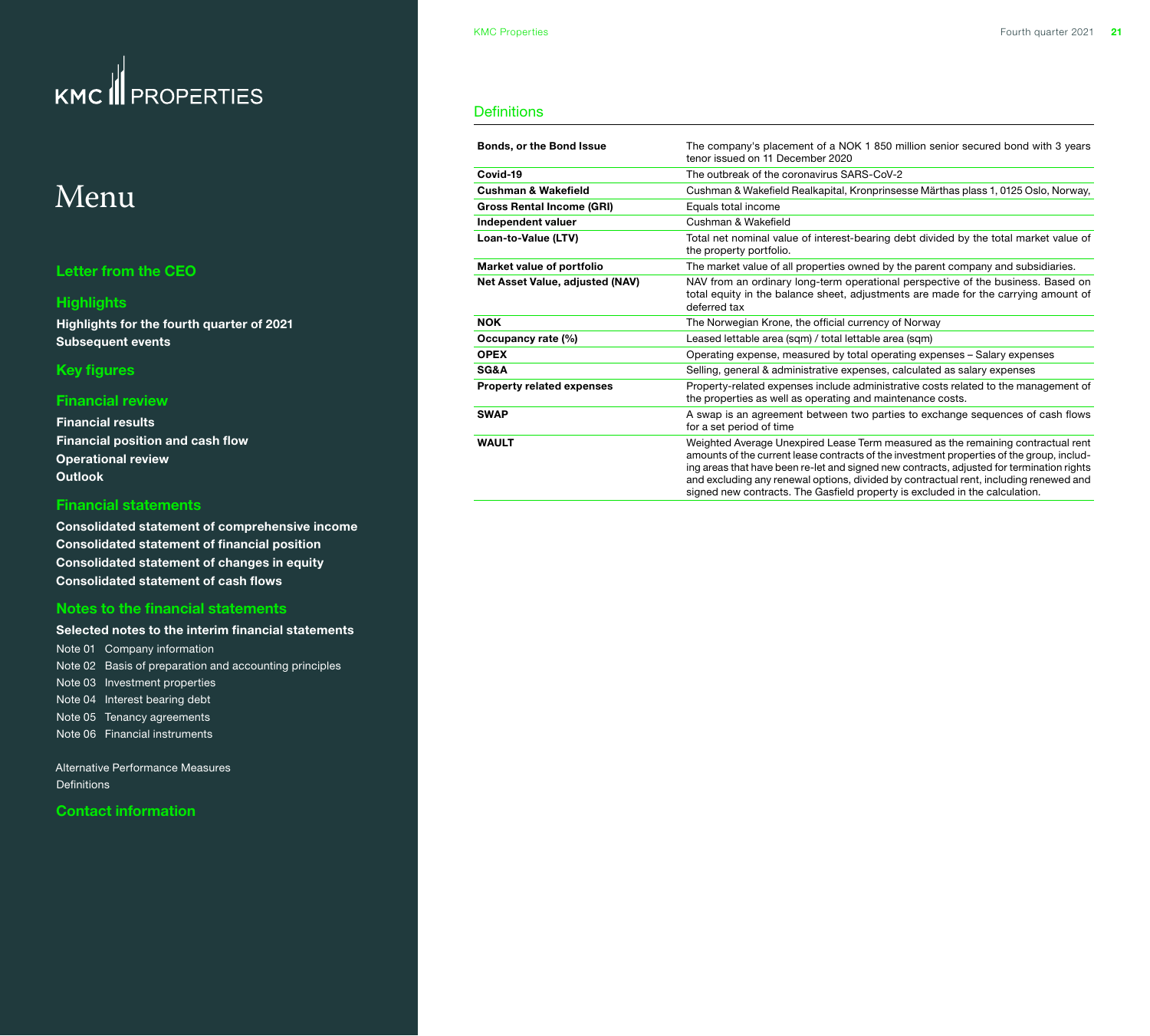# Menu

**Letter from the CEO**

**Highlights**

**Highlights for the fourth quarter of 2021**
**Subsequent events**

**Key figures**

**Financial review**

**Financial results**
**Financial position and cash flow**
**Operational review**
**Outlook**

**Financial statements**

**Consolidated statement of comprehensive income**
**Consolidated statement of financial position**
**Consolidated statement of changes in equity**
**Consolidated statement of cash flows**

**Notes to the financial statements**

**Selected notes to the interim financial statements**

Note 01 Company information
Note 02 Basis of preparation and accounting principles
Note 03 Investment properties
Note 04 Interest bearing debt
Note 05 Tenancy agreements
Note 06 Financial instruments

Alternative Performance Measures
Definitions

**Contact information**

## Definitions

| Term | Definition |
|---|---|
| **Bonds, or the Bond Issue** | The company's placement of a NOK 1 850 million senior secured bond with 3 years tenor issued on 11 December 2020 |
| **Covid-19** | The outbreak of the coronavirus SARS-CoV-2 |
| **Cushman & Wakefield** | Cushman & Wakefield Realkapital, Kronprinsesse Märthas plass 1, 0125 Oslo, Norway, |
| **Gross Rental Income (GRI)** | Equals total income |
| **Independent valuer** | Cushman & Wakefield |
| **Loan-to-Value (LTV)** | Total net nominal value of interest-bearing debt divided by the total market value of the property portfolio. |
| **Market value of portfolio** | The market value of all properties owned by the parent company and subsidiaries. |
| **Net Asset Value, adjusted (NAV)** | NAV from an ordinary long-term operational perspective of the business. Based on total equity in the balance sheet, adjustments are made for the carrying amount of deferred tax |
| **NOK** | The Norwegian Krone, the official currency of Norway |
| **Occupancy rate (%)** | Leased lettable area (sqm) / total lettable area (sqm) |
| **OPEX** | Operating expense, measured by total operating expenses – Salary expenses |
| **SG&A** | Selling, general & administrative expenses, calculated as salary expenses |
| **Property related expenses** | Property-related expenses include administrative costs related to the management of the properties as well as operating and maintenance costs. |
| **SWAP** | A swap is an agreement between two parties to exchange sequences of cash flows for a set period of time |
| **WAULT** | Weighted Average Unexpired Lease Term measured as the remaining contractual rent amounts of the current lease contracts of the investment properties of the group, including areas that have been re-let and signed new contracts, adjusted for termination rights and excluding any renewal options, divided by contractual rent, including renewed and signed new contracts. The Gasfield property is excluded in the calculation. |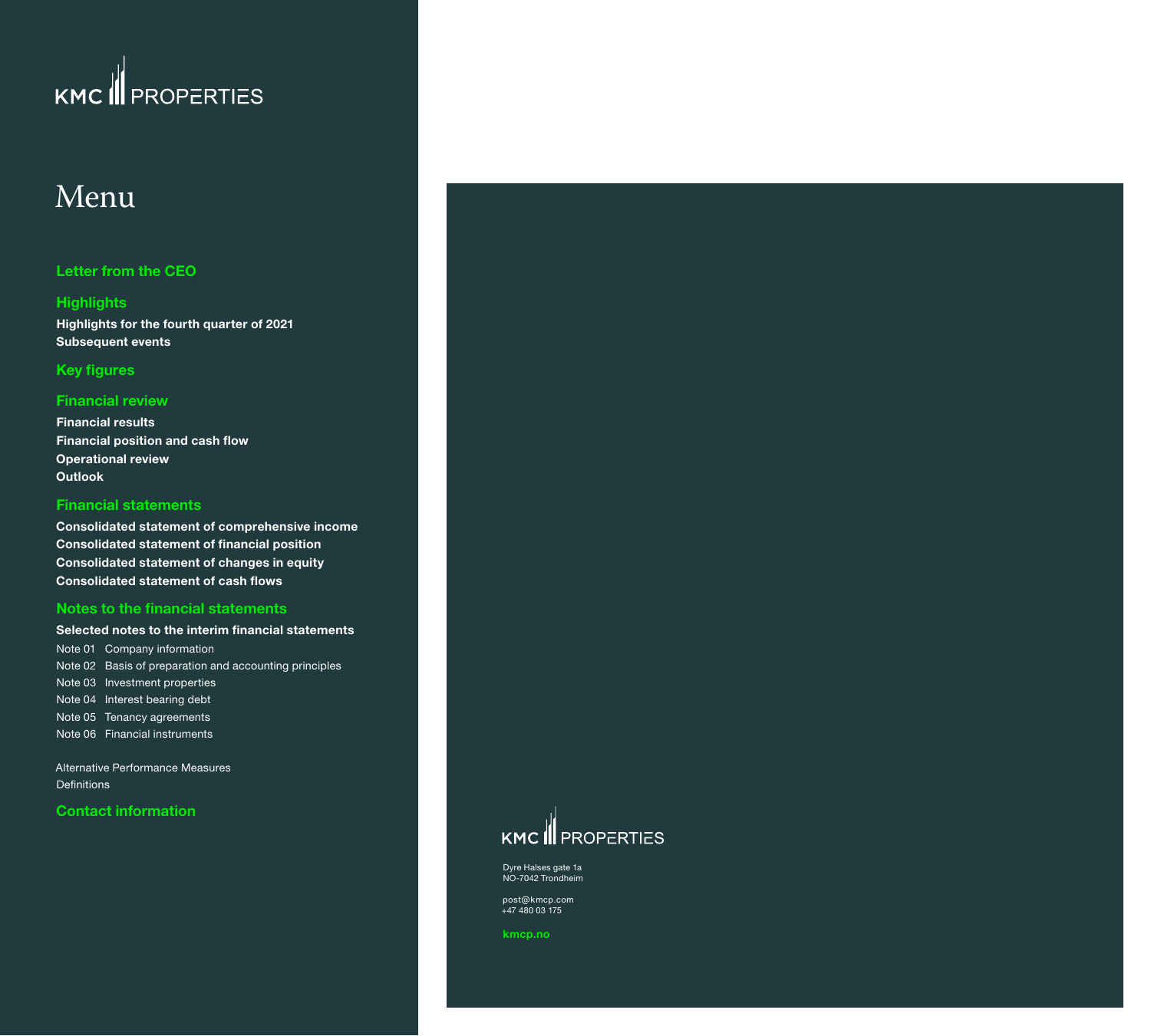KMC PROPERTIES

# Menu

## Letter from the CEO

## Highlights

**Highlights for the fourth quarter of 2021**
**Subsequent events**

## Key figures

## Financial review

**Financial results**
**Financial position and cash flow**
**Operational review**
**Outlook**

## Financial statements

**Consolidated statement of comprehensive income**
**Consolidated statement of financial position**
**Consolidated statement of changes in equity**
**Consolidated statement of cash flows**

## Notes to the financial statements

**Selected notes to the interim financial statements**

Note 01 Company information
Note 02 Basis of preparation and accounting principles
Note 03 Investment properties
Note 04 Interest bearing debt
Note 05 Tenancy agreements
Note 06 Financial instruments

Alternative Performance Measures
Definitions

## Contact information

KMC PROPERTIES

Dyre Halses gate 1a
NO-7042 Trondheim

post@kmcp.com
+47 480 03 175

**kmcp.no**